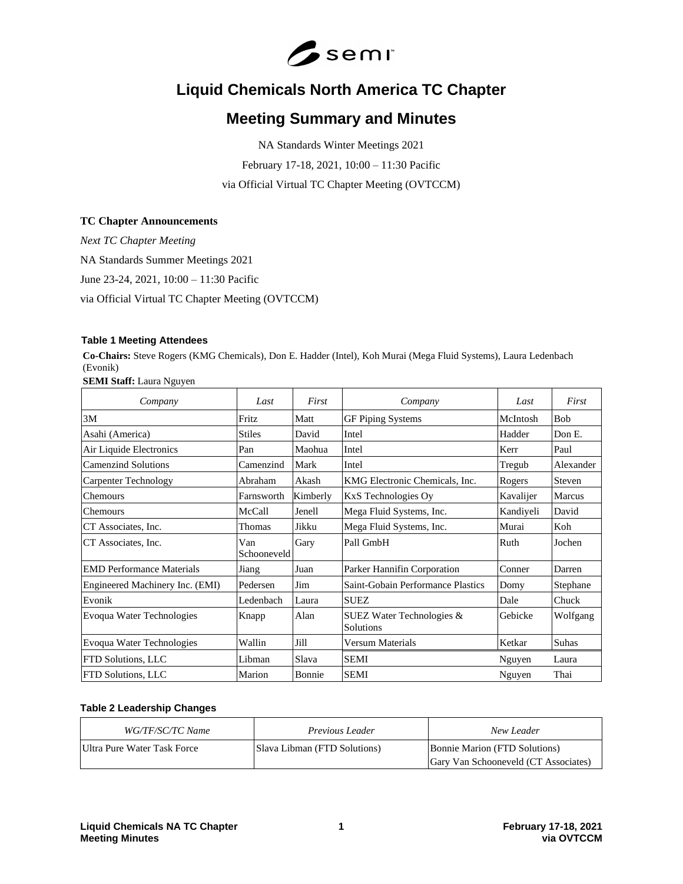# Liquid Chemicals North America TC Chapter

# Meeting Summary and Minutes

NA Standards Winter Meetings 2021

February 17-18, 2021, 10:00 – 11:30 Pacific

via Official Virtual TC Chapter Meeting (OVTCCM)

**TC Chapter Announcements**

*Next TC Chapter Meeting*

NA Standards Summer Meetings 2021

June 23-24, 2021, 10:00 – 11:30 Pacific

via Official Virtual TC Chapter Meeting (OVTCCM)

**Table 1 Meeting Attendees**

**Co-Chairs:** Steve Rogers (KMG Chemicals), Don E. Hadder (Intel), Koh Murai (Mega Fluid Systems), Laura Ledenbach (Evonik)

**SEMI Staff:** Laura Nguyen

| *Company* | *Last* | *First* | *Company* | *Last* | *First* |
|---|---|---|---|---|---|
| 3M | Fritz | Matt | GF Piping Systems | McIntosh | Bob |
| Asahi (America) | Stiles | David | Intel | Hadder | Don E. |
| Air Liquide Electronics | Pan | Maohua | Intel | Kerr | Paul |
| Camenzind Solutions | Camenzind | Mark | Intel | Tregub | Alexander |
| Carpenter Technology | Abraham | Akash | KMG Electronic Chemicals, Inc. | Rogers | Steven |
| Chemours | Farnsworth | Kimberly | KxS Technologies Oy | Kavalijer | Marcus |
| Chemours | McCall | Jenell | Mega Fluid Systems, Inc. | Kandiyeli | David |
| CT Associates, Inc. | Thomas | Jikku | Mega Fluid Systems, Inc. | Murai | Koh |
| CT Associates, Inc. | Van Schooneveld | Gary | Pall GmbH | Ruth | Jochen |
| EMD Performance Materials | Jiang | Juan | Parker Hannifin Corporation | Conner | Darren |
| Engineered Machinery Inc. (EMI) | Pedersen | Jim | Saint-Gobain Performance Plastics | Domy | Stephane |
| Evonik | Ledenbach | Laura | SUEZ | Dale | Chuck |
| Evoqua Water Technologies | Knapp | Alan | SUEZ Water Technologies & Solutions | Gebicke | Wolfgang |
| Evoqua Water Technologies | Wallin | Jill | Versum Materials | Ketkar | Suhas |
| FTD Solutions, LLC | Libman | Slava | SEMI | Nguyen | Laura |
| FTD Solutions, LLC | Marion | Bonnie | SEMI | Nguyen | Thai |

**Table 2 Leadership Changes**

| *WG/TF/SC/TC Name* | *Previous Leader* | *New Leader* |
|---|---|---|
| Ultra Pure Water Task Force | Slava Libman (FTD Solutions) | Bonnie Marion (FTD Solutions)<br>Gary Van Schooneveld (CT Associates) |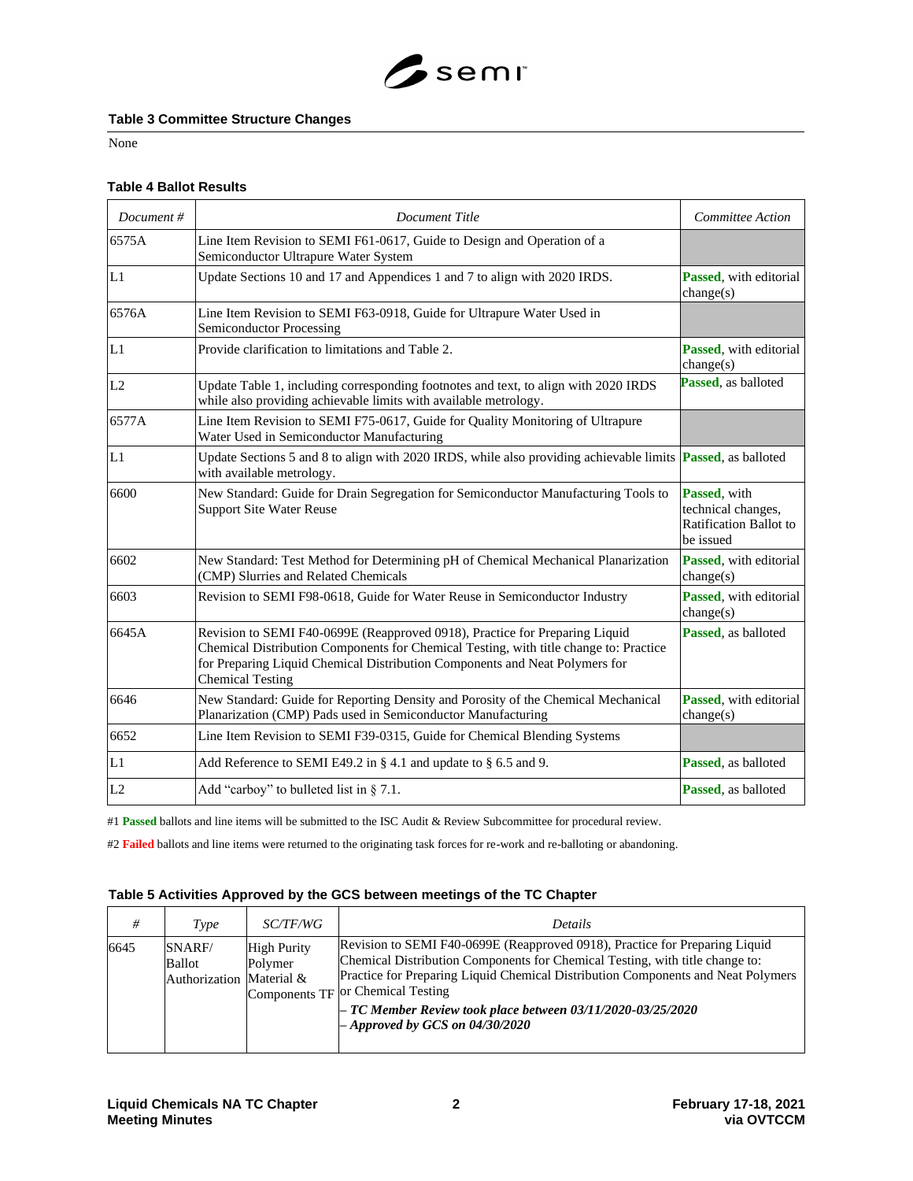### Table 3 Committee Structure Changes

None

### Table 4 Ballot Results

| *Document #* | *Document Title* | *Committee Action* |
|---|---|---|
| 6575A | Line Item Revision to SEMI F61-0617, Guide to Design and Operation of a Semiconductor Ultrapure Water System | |
| L1 | Update Sections 10 and 17 and Appendices 1 and 7 to align with 2020 IRDS. | **Passed**, with editorial change(s) |
| 6576A | Line Item Revision to SEMI F63-0918, Guide for Ultrapure Water Used in Semiconductor Processing | |
| L1 | Provide clarification to limitations and Table 2. | **Passed**, with editorial change(s) |
| L2 | Update Table 1, including corresponding footnotes and text, to align with 2020 IRDS while also providing achievable limits with available metrology. | **Passed**, as balloted |
| 6577A | Line Item Revision to SEMI F75-0617, Guide for Quality Monitoring of Ultrapure Water Used in Semiconductor Manufacturing | |
| L1 | Update Sections 5 and 8 to align with 2020 IRDS, while also providing achievable limits with available metrology. | **Passed**, as balloted |
| 6600 | New Standard: Guide for Drain Segregation for Semiconductor Manufacturing Tools to Support Site Water Reuse | **Passed**, with technical changes, Ratification Ballot to be issued |
| 6602 | New Standard: Test Method for Determining pH of Chemical Mechanical Planarization (CMP) Slurries and Related Chemicals | **Passed**, with editorial change(s) |
| 6603 | Revision to SEMI F98-0618, Guide for Water Reuse in Semiconductor Industry | **Passed**, with editorial change(s) |
| 6645A | Revision to SEMI F40-0699E (Reapproved 0918), Practice for Preparing Liquid Chemical Distribution Components for Chemical Testing, with title change to: Practice for Preparing Liquid Chemical Distribution Components and Neat Polymers for Chemical Testing | **Passed**, as balloted |
| 6646 | New Standard: Guide for Reporting Density and Porosity of the Chemical Mechanical Planarization (CMP) Pads used in Semiconductor Manufacturing | **Passed**, with editorial change(s) |
| 6652 | Line Item Revision to SEMI F39-0315, Guide for Chemical Blending Systems | |
| L1 | Add Reference to SEMI E49.2 in § 4.1 and update to § 6.5 and 9. | **Passed**, as balloted |
| L2 | Add "carboy" to bulleted list in § 7.1. | **Passed**, as balloted |

#1 **Passed** ballots and line items will be submitted to the ISC Audit & Review Subcommittee for procedural review.

#2 **Failed** ballots and line items were returned to the originating task forces for re-work and re-balloting or abandoning.

### Table 5 Activities Approved by the GCS between meetings of the TC Chapter

| *#* | *Type* | *SC/TF/WG* | *Details* |
|---|---|---|---|
| 6645 | SNARF/ Ballot Authorization | High Purity Polymer Material & Components TF | Revision to SEMI F40-0699E (Reapproved 0918), Practice for Preparing Liquid Chemical Distribution Components for Chemical Testing, with title change to: Practice for Preparing Liquid Chemical Distribution Components and Neat Polymers for Chemical Testing<br>– ***TC Member Review took place between 03/11/2020-03/25/2020***<br>– ***Approved by GCS on 04/30/2020*** |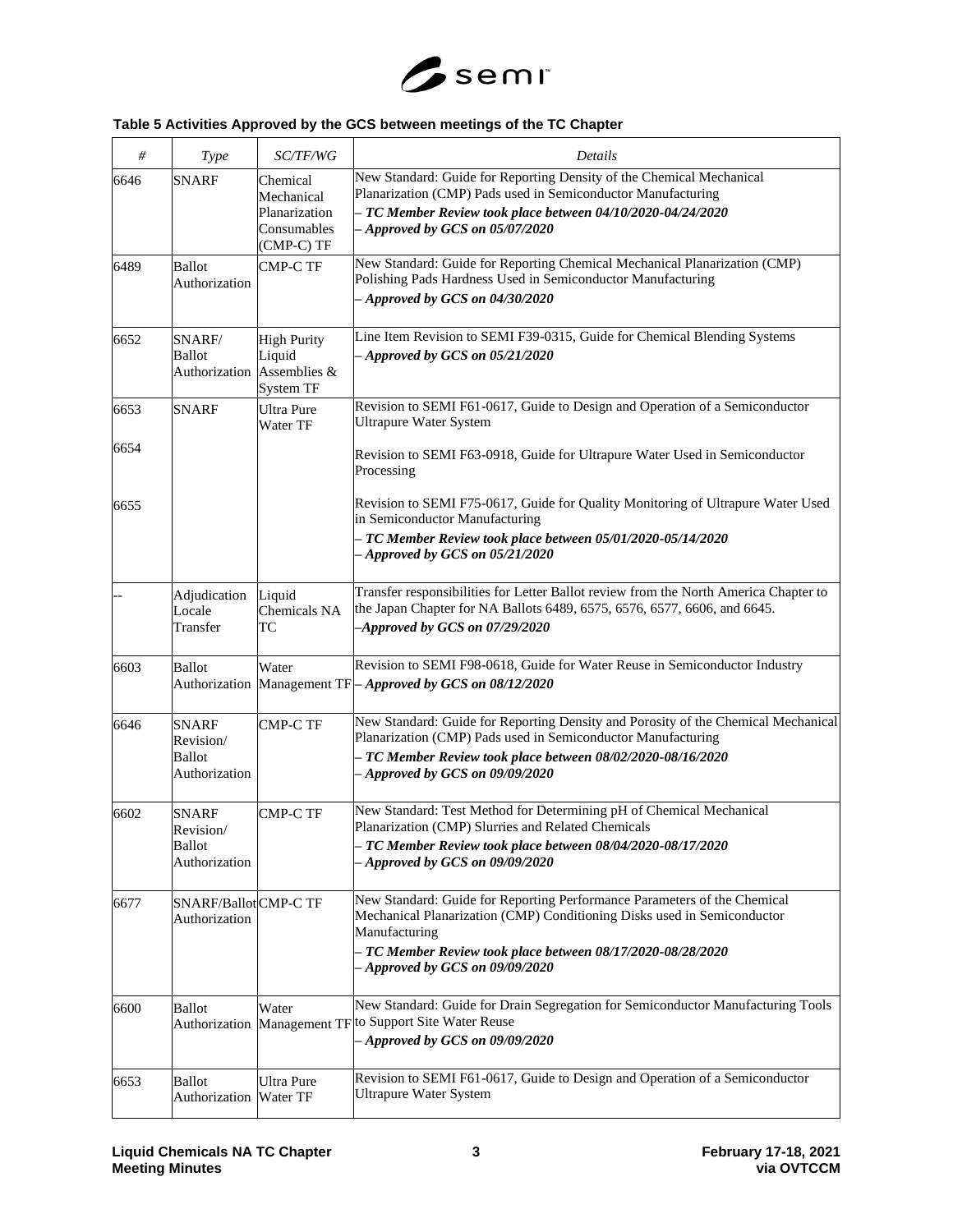**Table 5 Activities Approved by the GCS between meetings of the TC Chapter**

| *#* | *Type* | *SC/TF/WG* | *Details* |
|---|---|---|---|
| 6646 | SNARF | Chemical Mechanical Planarization Consumables (CMP-C) TF | New Standard: Guide for Reporting Density of the Chemical Mechanical Planarization (CMP) Pads used in Semiconductor Manufacturing<br>– ***TC Member Review took place between 04/10/2020-04/24/2020***<br>– ***Approved by GCS on 05/07/2020*** |
| 6489 | Ballot Authorization | CMP-C TF | New Standard: Guide for Reporting Chemical Mechanical Planarization (CMP) Polishing Pads Hardness Used in Semiconductor Manufacturing<br>– ***Approved by GCS on 04/30/2020*** |
| 6652 | SNARF/ Ballot Authorization | High Purity Liquid Assemblies & System TF | Line Item Revision to SEMI F39-0315, Guide for Chemical Blending Systems<br>– ***Approved by GCS on 05/21/2020*** |
| 6653<br><br>6654<br><br>6655 | SNARF | Ultra Pure Water TF | Revision to SEMI F61-0617, Guide to Design and Operation of a Semiconductor Ultrapure Water System<br><br>Revision to SEMI F63-0918, Guide for Ultrapure Water Used in Semiconductor Processing<br><br>Revision to SEMI F75-0617, Guide for Quality Monitoring of Ultrapure Water Used in Semiconductor Manufacturing<br>– ***TC Member Review took place between 05/01/2020-05/14/2020***<br>– ***Approved by GCS on 05/21/2020*** |
| -- | Adjudication Locale Transfer | Liquid Chemicals NA TC | Transfer responsibilities for Letter Ballot review from the North America Chapter to the Japan Chapter for NA Ballots 6489, 6575, 6576, 6577, 6606, and 6645.<br>–***Approved by GCS on 07/29/2020*** |
| 6603 | Ballot Authorization | Water Management TF | Revision to SEMI F98-0618, Guide for Water Reuse in Semiconductor Industry<br>– ***Approved by GCS on 08/12/2020*** |
| 6646 | SNARF Revision/ Ballot Authorization | CMP-C TF | New Standard: Guide for Reporting Density and Porosity of the Chemical Mechanical Planarization (CMP) Pads used in Semiconductor Manufacturing<br>– ***TC Member Review took place between 08/02/2020-08/16/2020***<br>– ***Approved by GCS on 09/09/2020*** |
| 6602 | SNARF Revision/ Ballot Authorization | CMP-C TF | New Standard: Test Method for Determining pH of Chemical Mechanical Planarization (CMP) Slurries and Related Chemicals<br>– ***TC Member Review took place between 08/04/2020-08/17/2020***<br>– ***Approved by GCS on 09/09/2020*** |
| 6677 | SNARF/Ballot Authorization | CMP-C TF | New Standard: Guide for Reporting Performance Parameters of the Chemical Mechanical Planarization (CMP) Conditioning Disks used in Semiconductor Manufacturing<br>– ***TC Member Review took place between 08/17/2020-08/28/2020***<br>– ***Approved by GCS on 09/09/2020*** |
| 6600 | Ballot Authorization | Water Management TF | New Standard: Guide for Drain Segregation for Semiconductor Manufacturing Tools to Support Site Water Reuse<br>– ***Approved by GCS on 09/09/2020*** |
| 6653 | Ballot Authorization | Ultra Pure Water TF | Revision to SEMI F61-0617, Guide to Design and Operation of a Semiconductor Ultrapure Water System |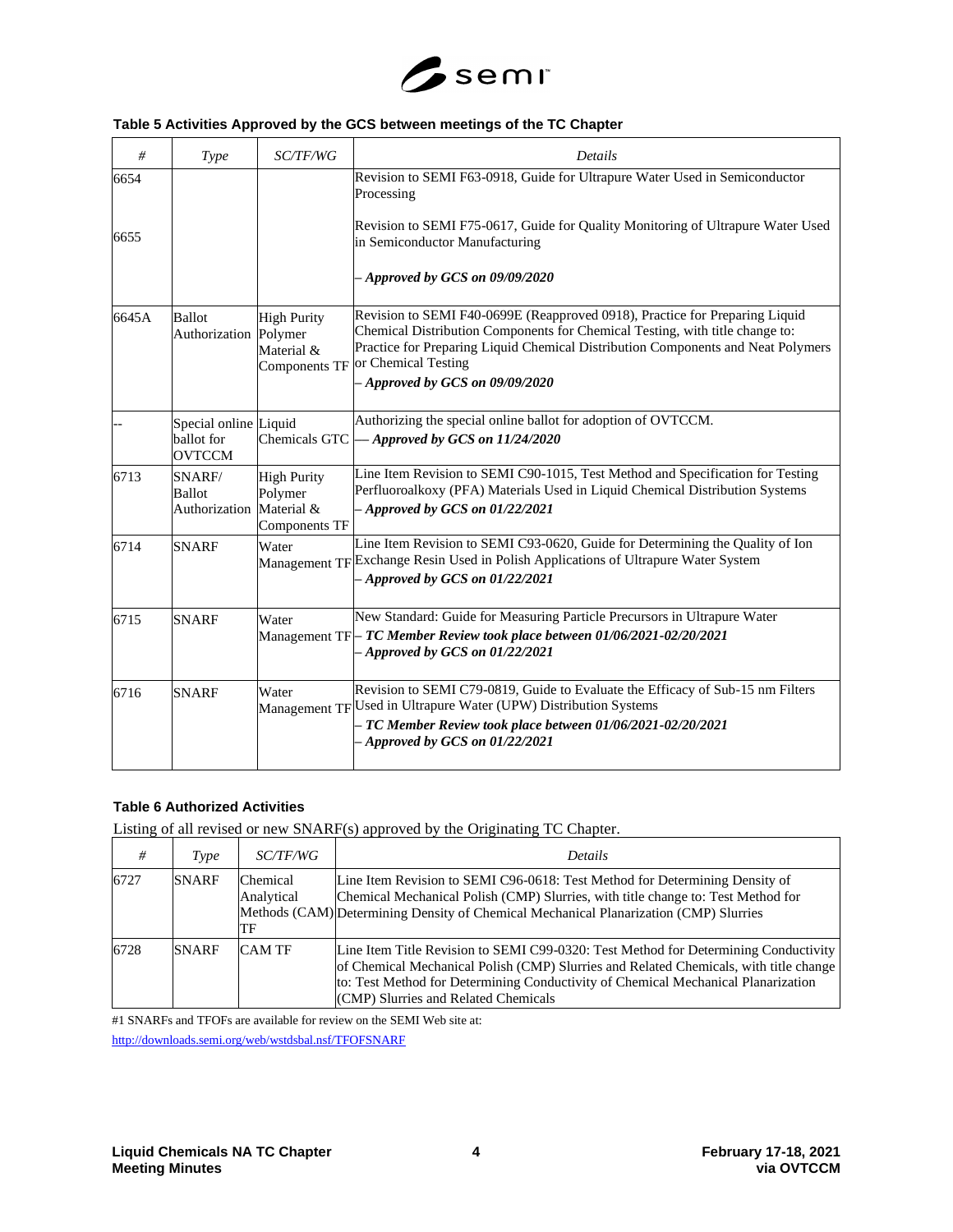**Table 5 Activities Approved by the GCS between meetings of the TC Chapter**

| # | Type | SC/TF/WG | Details |
|---|---|---|---|
| 6654<br><br>6655 | | | Revision to SEMI F63-0918, Guide for Ultrapure Water Used in Semiconductor Processing<br><br>Revision to SEMI F75-0617, Guide for Quality Monitoring of Ultrapure Water Used in Semiconductor Manufacturing<br><br>– ***Approved by GCS on 09/09/2020*** |
| 6645A | Ballot Authorization | High Purity Polymer Material & Components TF | Revision to SEMI F40-0699E (Reapproved 0918), Practice for Preparing Liquid Chemical Distribution Components for Chemical Testing, with title change to: Practice for Preparing Liquid Chemical Distribution Components and Neat Polymers or Chemical Testing<br>– ***Approved by GCS on 09/09/2020*** |
| -- | Special online ballot for OVTCCM | Liquid Chemicals GTC | Authorizing the special online ballot for adoption of OVTCCM.<br>— ***Approved by GCS on 11/24/2020*** |
| 6713 | SNARF/ Ballot Authorization | High Purity Polymer Material & Components TF | Line Item Revision to SEMI C90-1015, Test Method and Specification for Testing Perfluoroalkoxy (PFA) Materials Used in Liquid Chemical Distribution Systems<br>– ***Approved by GCS on 01/22/2021*** |
| 6714 | SNARF | Water Management TF | Line Item Revision to SEMI C93-0620, Guide for Determining the Quality of Ion Exchange Resin Used in Polish Applications of Ultrapure Water System<br>– ***Approved by GCS on 01/22/2021*** |
| 6715 | SNARF | Water Management TF | New Standard: Guide for Measuring Particle Precursors in Ultrapure Water<br>– ***TC Member Review took place between 01/06/2021-02/20/2021***<br>– ***Approved by GCS on 01/22/2021*** |
| 6716 | SNARF | Water Management TF | Revision to SEMI C79-0819, Guide to Evaluate the Efficacy of Sub-15 nm Filters Used in Ultrapure Water (UPW) Distribution Systems<br>– ***TC Member Review took place between 01/06/2021-02/20/2021***<br>– ***Approved by GCS on 01/22/2021*** |

**Table 6 Authorized Activities**

Listing of all revised or new SNARF(s) approved by the Originating TC Chapter.

| # | Type | SC/TF/WG | Details |
|---|---|---|---|
| 6727 | SNARF | Chemical Analytical Methods (CAM) TF | Line Item Revision to SEMI C96-0618: Test Method for Determining Density of Chemical Mechanical Polish (CMP) Slurries, with title change to: Test Method for Determining Density of Chemical Mechanical Planarization (CMP) Slurries |
| 6728 | SNARF | CAM TF | Line Item Title Revision to SEMI C99-0320: Test Method for Determining Conductivity of Chemical Mechanical Polish (CMP) Slurries and Related Chemicals, with title change to: Test Method for Determining Conductivity of Chemical Mechanical Planarization (CMP) Slurries and Related Chemicals |

#1 SNARFs and TFOFs are available for review on the SEMI Web site at:

http://downloads.semi.org/web/wstdsbal.nsf/TFOFSNARF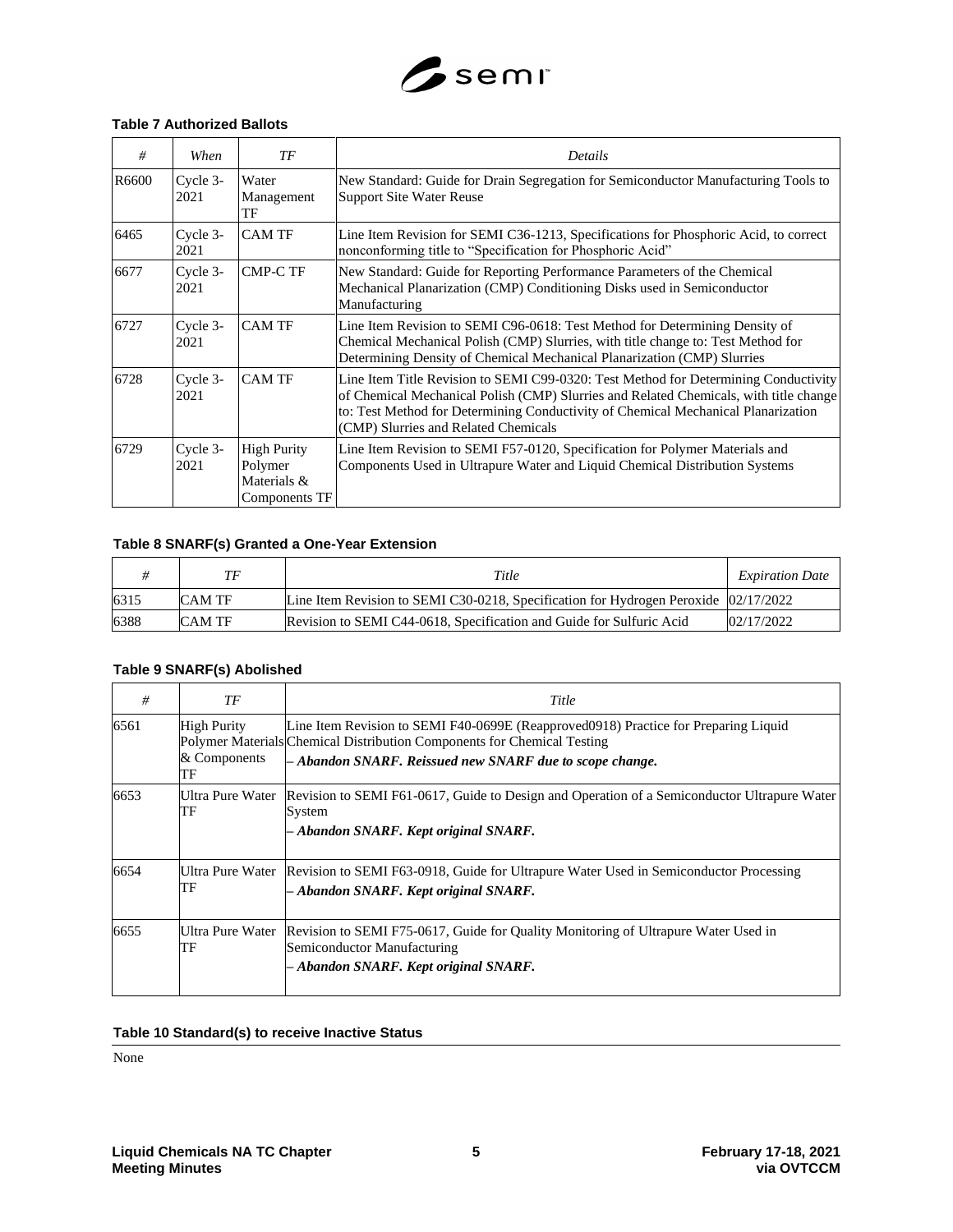**Table 7 Authorized Ballots**

| # | When | TF | Details |
|---|---|---|---|
| R6600 | Cycle 3-2021 | Water Management TF | New Standard: Guide for Drain Segregation for Semiconductor Manufacturing Tools to Support Site Water Reuse |
| 6465 | Cycle 3-2021 | CAM TF | Line Item Revision for SEMI C36-1213, Specifications for Phosphoric Acid, to correct nonconforming title to "Specification for Phosphoric Acid" |
| 6677 | Cycle 3-2021 | CMP-C TF | New Standard: Guide for Reporting Performance Parameters of the Chemical Mechanical Planarization (CMP) Conditioning Disks used in Semiconductor Manufacturing |
| 6727 | Cycle 3-2021 | CAM TF | Line Item Revision to SEMI C96-0618: Test Method for Determining Density of Chemical Mechanical Polish (CMP) Slurries, with title change to: Test Method for Determining Density of Chemical Mechanical Planarization (CMP) Slurries |
| 6728 | Cycle 3-2021 | CAM TF | Line Item Title Revision to SEMI C99-0320: Test Method for Determining Conductivity of Chemical Mechanical Polish (CMP) Slurries and Related Chemicals, with title change to: Test Method for Determining Conductivity of Chemical Mechanical Planarization (CMP) Slurries and Related Chemicals |
| 6729 | Cycle 3-2021 | High Purity Polymer Materials & Components TF | Line Item Revision to SEMI F57-0120, Specification for Polymer Materials and Components Used in Ultrapure Water and Liquid Chemical Distribution Systems |

**Table 8 SNARF(s) Granted a One-Year Extension**

| # | TF | Title | Expiration Date |
|---|---|---|---|
| 6315 | CAM TF | Line Item Revision to SEMI C30-0218, Specification for Hydrogen Peroxide | 02/17/2022 |
| 6388 | CAM TF | Revision to SEMI C44-0618, Specification and Guide for Sulfuric Acid | 02/17/2022 |

**Table 9 SNARF(s) Abolished**

| # | TF | Title |
|---|---|---|
| 6561 | High Purity Polymer Materials & Components TF | Line Item Revision to SEMI F40-0699E (Reapproved0918) Practice for Preparing Liquid Chemical Distribution Components for Chemical Testing<br>– ***Abandon SNARF. Reissued new SNARF due to scope change.*** |
| 6653 | Ultra Pure Water TF | Revision to SEMI F61-0617, Guide to Design and Operation of a Semiconductor Ultrapure Water System<br>– ***Abandon SNARF. Kept original SNARF.*** |
| 6654 | Ultra Pure Water TF | Revision to SEMI F63-0918, Guide for Ultrapure Water Used in Semiconductor Processing<br>– ***Abandon SNARF. Kept original SNARF.*** |
| 6655 | Ultra Pure Water TF | Revision to SEMI F75-0617, Guide for Quality Monitoring of Ultrapure Water Used in Semiconductor Manufacturing<br>– ***Abandon SNARF. Kept original SNARF.*** |

**Table 10 Standard(s) to receive Inactive Status**

None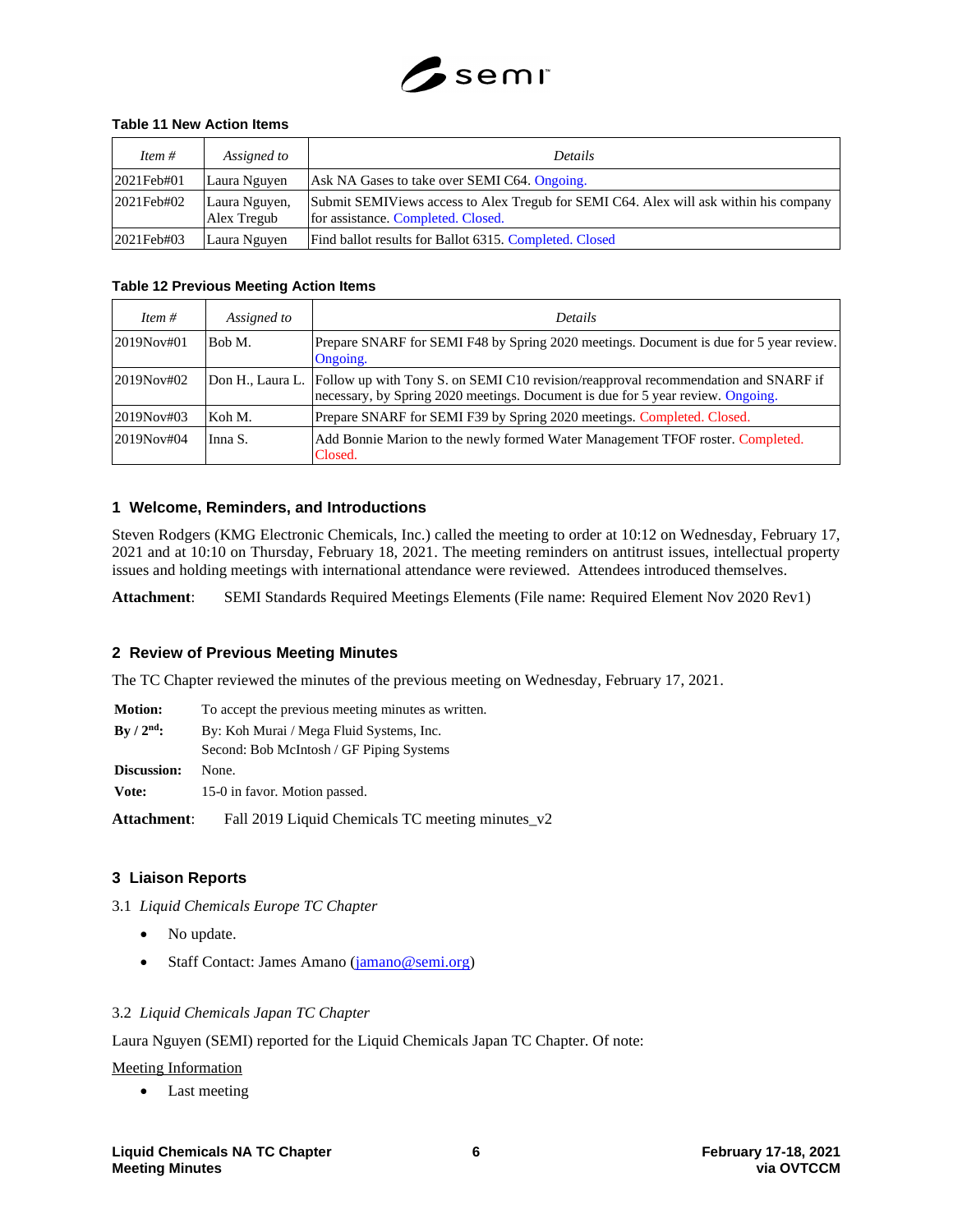**Table 11 New Action Items**

| *Item #* | *Assigned to* | *Details* |
|---|---|---|
| 2021Feb#01 | Laura Nguyen | Ask NA Gases to take over SEMI C64. Ongoing. |
| 2021Feb#02 | Laura Nguyen, Alex Tregub | Submit SEMIViews access to Alex Tregub for SEMI C64. Alex will ask within his company for assistance. Completed. Closed. |
| 2021Feb#03 | Laura Nguyen | Find ballot results for Ballot 6315. Completed. Closed |

**Table 12 Previous Meeting Action Items**

| *Item #* | *Assigned to* | *Details* |
|---|---|---|
| 2019Nov#01 | Bob M. | Prepare SNARF for SEMI F48 by Spring 2020 meetings. Document is due for 5 year review. Ongoing. |
| 2019Nov#02 | Don H., Laura L. | Follow up with Tony S. on SEMI C10 revision/reapproval recommendation and SNARF if necessary, by Spring 2020 meetings. Document is due for 5 year review. Ongoing. |
| 2019Nov#03 | Koh M. | Prepare SNARF for SEMI F39 by Spring 2020 meetings. Completed. Closed. |
| 2019Nov#04 | Inna S. | Add Bonnie Marion to the newly formed Water Management TFOF roster. Completed. Closed. |

## 1 Welcome, Reminders, and Introductions

Steven Rodgers (KMG Electronic Chemicals, Inc.) called the meeting to order at 10:12 on Wednesday, February 17, 2021 and at 10:10 on Thursday, February 18, 2021. The meeting reminders on antitrust issues, intellectual property issues and holding meetings with international attendance were reviewed. Attendees introduced themselves.

**Attachment**: SEMI Standards Required Meetings Elements (File name: Required Element Nov 2020 Rev1)

## 2 Review of Previous Meeting Minutes

The TC Chapter reviewed the minutes of the previous meeting on Wednesday, February 17, 2021.

**Motion:** To accept the previous meeting minutes as written.
**By / 2nd:** By: Koh Murai / Mega Fluid Systems, Inc.
Second: Bob McIntosh / GF Piping Systems
**Discussion:** None.
**Vote:** 15-0 in favor. Motion passed.

**Attachment**: Fall 2019 Liquid Chemicals TC meeting minutes_v2

## 3 Liaison Reports

3.1 *Liquid Chemicals Europe TC Chapter*

- No update.
- Staff Contact: James Amano (jamano@semi.org)

3.2 *Liquid Chemicals Japan TC Chapter*

Laura Nguyen (SEMI) reported for the Liquid Chemicals Japan TC Chapter. Of note:

Meeting Information

- Last meeting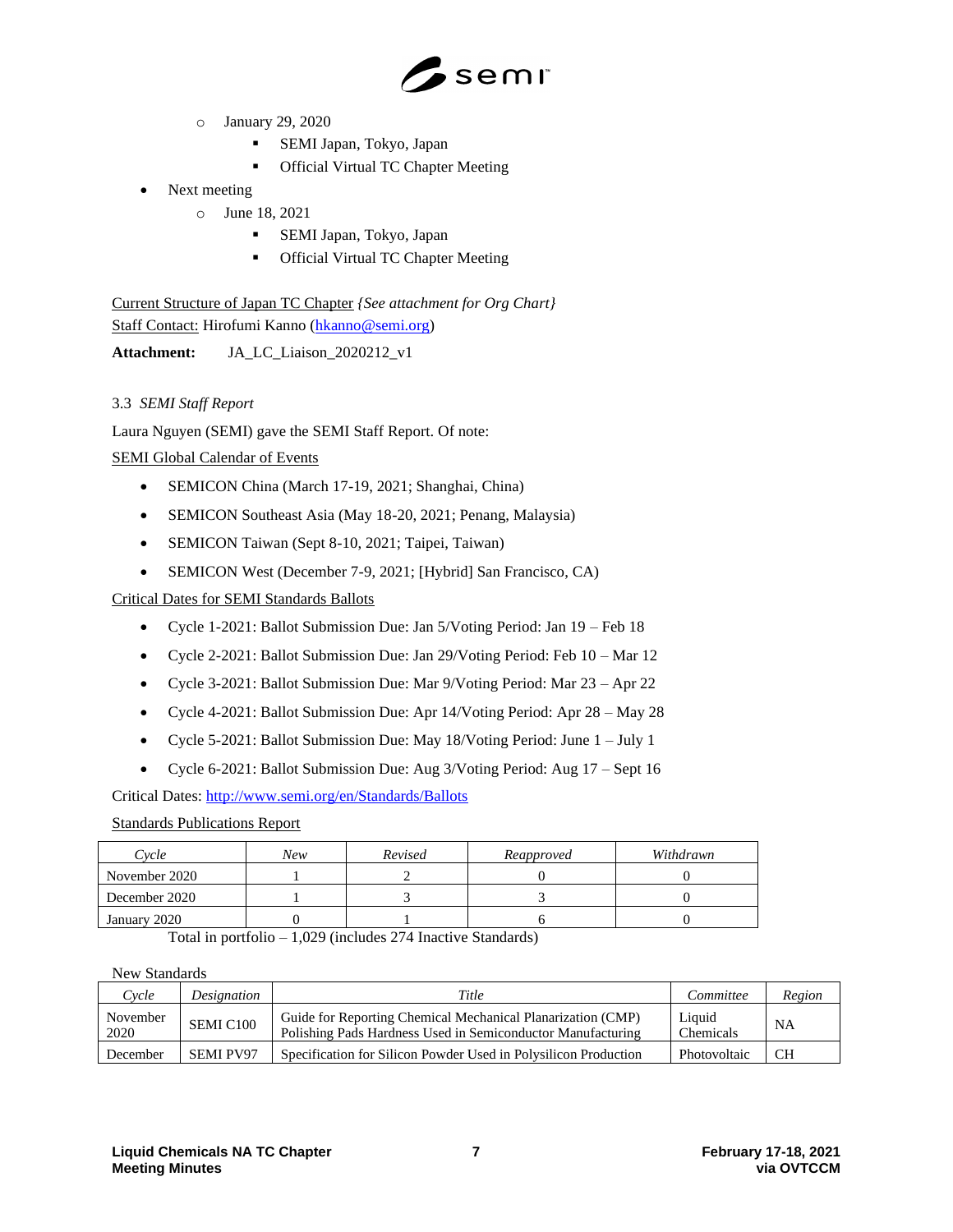- January 29, 2020
    - SEMI Japan, Tokyo, Japan
    - Official Virtual TC Chapter Meeting
- Next meeting
    - June 18, 2021
        - SEMI Japan, Tokyo, Japan
        - Official Virtual TC Chapter Meeting

Current Structure of Japan TC Chapter *{See attachment for Org Chart}*
Staff Contact: Hirofumi Kanno (hkanno@semi.org)

**Attachment:** JA_LC_Liaison_2020212_v1

3.3 *SEMI Staff Report*

Laura Nguyen (SEMI) gave the SEMI Staff Report. Of note:

SEMI Global Calendar of Events

- SEMICON China (March 17-19, 2021; Shanghai, China)
- SEMICON Southeast Asia (May 18-20, 2021; Penang, Malaysia)
- SEMICON Taiwan (Sept 8-10, 2021; Taipei, Taiwan)
- SEMICON West (December 7-9, 2021; [Hybrid] San Francisco, CA)

Critical Dates for SEMI Standards Ballots

- Cycle 1-2021: Ballot Submission Due: Jan 5/Voting Period: Jan 19 – Feb 18
- Cycle 2-2021: Ballot Submission Due: Jan 29/Voting Period: Feb 10 – Mar 12
- Cycle 3-2021: Ballot Submission Due: Mar 9/Voting Period: Mar 23 – Apr 22
- Cycle 4-2021: Ballot Submission Due: Apr 14/Voting Period: Apr 28 – May 28
- Cycle 5-2021: Ballot Submission Due: May 18/Voting Period: June 1 – July 1
- Cycle 6-2021: Ballot Submission Due: Aug 3/Voting Period: Aug 17 – Sept 16

Critical Dates: http://www.semi.org/en/Standards/Ballots

Standards Publications Report

| *Cycle* | *New* | *Revised* | *Reapproved* | *Withdrawn* |
|---|---|---|---|---|
| November 2020 | 1 | 2 | 0 | 0 |
| December 2020 | 1 | 3 | 3 | 0 |
| January 2020 | 0 | 1 | 6 | 0 |

Total in portfolio – 1,029 (includes 274 Inactive Standards)

New Standards

| *Cycle* | *Designation* | *Title* | *Committee* | *Region* |
|---|---|---|---|---|
| November 2020 | SEMI C100 | Guide for Reporting Chemical Mechanical Planarization (CMP) Polishing Pads Hardness Used in Semiconductor Manufacturing | Liquid Chemicals | NA |
| December | SEMI PV97 | Specification for Silicon Powder Used in Polysilicon Production | Photovoltaic | CH |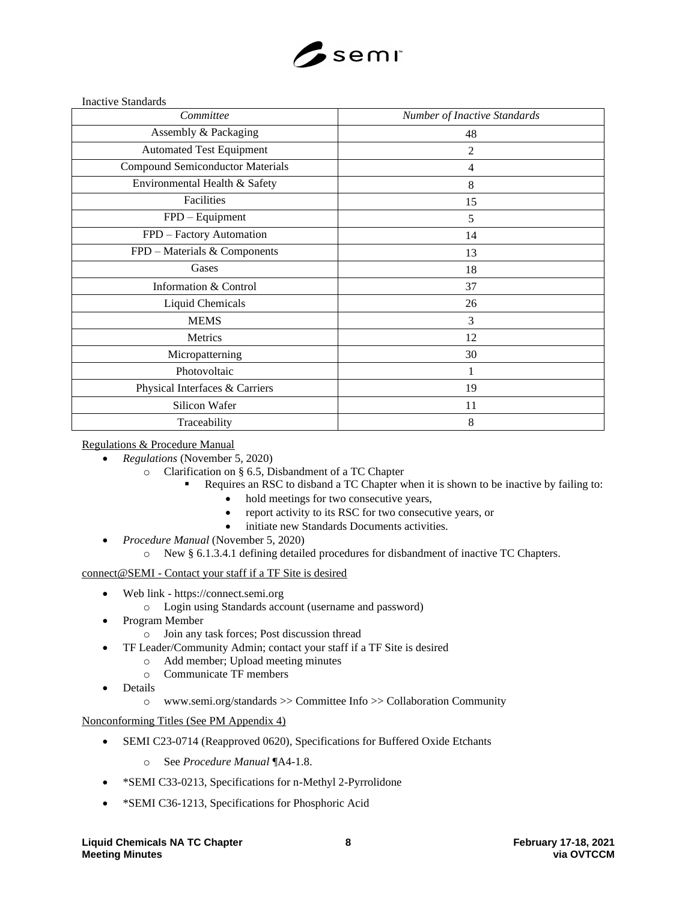Inactive Standards

| *Committee* | *Number of Inactive Standards* |
|---|---|
| Assembly & Packaging | 48 |
| Automated Test Equipment | 2 |
| Compound Semiconductor Materials | 4 |
| Environmental Health & Safety | 8 |
| Facilities | 15 |
| FPD – Equipment | 5 |
| FPD – Factory Automation | 14 |
| FPD – Materials & Components | 13 |
| Gases | 18 |
| Information & Control | 37 |
| Liquid Chemicals | 26 |
| MEMS | 3 |
| Metrics | 12 |
| Micropatterning | 30 |
| Photovoltaic | 1 |
| Physical Interfaces & Carriers | 19 |
| Silicon Wafer | 11 |
| Traceability | 8 |

<u>Regulations & Procedure Manual</u>

- *Regulations* (November 5, 2020)
  - Clarification on § 6.5, Disbandment of a TC Chapter
    - Requires an RSC to disband a TC Chapter when it is shown to be inactive by failing to:
      - hold meetings for two consecutive years,
      - report activity to its RSC for two consecutive years, or
      - initiate new Standards Documents activities.
- *Procedure Manual* (November 5, 2020)
  - New § 6.1.3.4.1 defining detailed procedures for disbandment of inactive TC Chapters.

<u>connect@SEMI - Contact your staff if a TF Site is desired</u>

- Web link - https://connect.semi.org
  - Login using Standards account (username and password)
- Program Member
  - Join any task forces; Post discussion thread
- TF Leader/Community Admin; contact your staff if a TF Site is desired
  - Add member; Upload meeting minutes
  - Communicate TF members
- Details
  - www.semi.org/standards >> Committee Info >> Collaboration Community

<u>Nonconforming Titles (See PM Appendix 4)</u>

- SEMI C23-0714 (Reapproved 0620), Specifications for Buffered Oxide Etchants
  - See *Procedure Manual* ¶A4-1.8.
- *SEMI C33-0213, Specifications for n-Methyl 2-Pyrrolidone
- *SEMI C36-1213, Specifications for Phosphoric Acid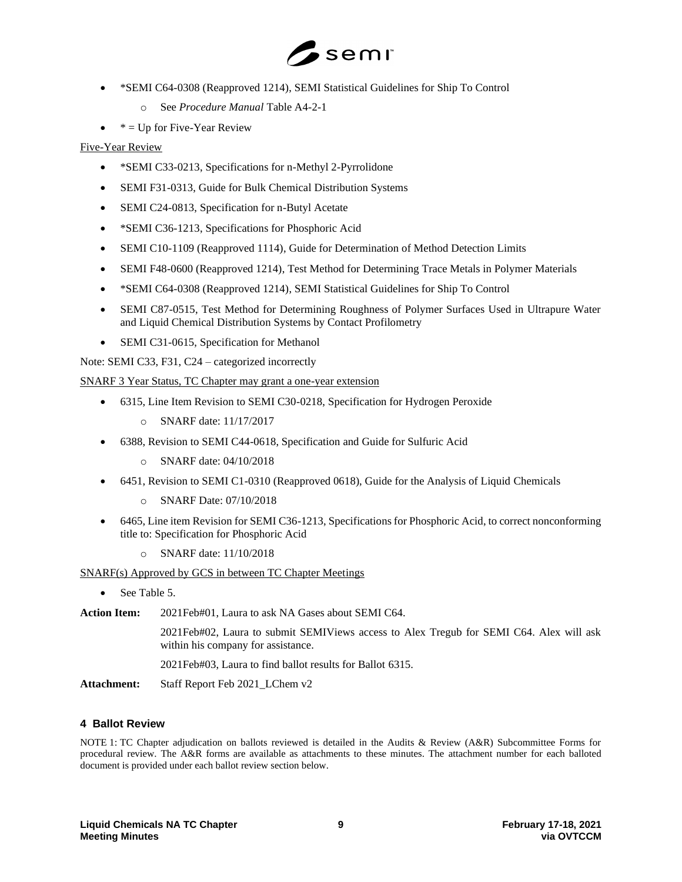- *SEMI C64-0308 (Reapproved 1214), SEMI Statistical Guidelines for Ship To Control
  - See *Procedure Manual* Table A4-2-1
- * = Up for Five-Year Review

Five-Year Review

- *SEMI C33-0213, Specifications for n-Methyl 2-Pyrrolidone
- SEMI F31-0313, Guide for Bulk Chemical Distribution Systems
- SEMI C24-0813, Specification for n-Butyl Acetate
- *SEMI C36-1213, Specifications for Phosphoric Acid
- SEMI C10-1109 (Reapproved 1114), Guide for Determination of Method Detection Limits
- SEMI F48-0600 (Reapproved 1214), Test Method for Determining Trace Metals in Polymer Materials
- *SEMI C64-0308 (Reapproved 1214), SEMI Statistical Guidelines for Ship To Control
- SEMI C87-0515, Test Method for Determining Roughness of Polymer Surfaces Used in Ultrapure Water and Liquid Chemical Distribution Systems by Contact Profilometry
- SEMI C31-0615, Specification for Methanol

Note: SEMI C33, F31, C24 – categorized incorrectly

SNARF 3 Year Status, TC Chapter may grant a one-year extension

- 6315, Line Item Revision to SEMI C30-0218, Specification for Hydrogen Peroxide
  - SNARF date: 11/17/2017
- 6388, Revision to SEMI C44-0618, Specification and Guide for Sulfuric Acid
  - SNARF date: 04/10/2018
- 6451, Revision to SEMI C1-0310 (Reapproved 0618), Guide for the Analysis of Liquid Chemicals
  - SNARF Date: 07/10/2018
- 6465, Line item Revision for SEMI C36-1213, Specifications for Phosphoric Acid, to correct nonconforming title to: Specification for Phosphoric Acid
  - SNARF date: 11/10/2018

SNARF(s) Approved by GCS in between TC Chapter Meetings

- See Table 5.

**Action Item:** 2021Feb#01, Laura to ask NA Gases about SEMI C64.

2021Feb#02, Laura to submit SEMIViews access to Alex Tregub for SEMI C64. Alex will ask within his company for assistance.

2021Feb#03, Laura to find ballot results for Ballot 6315.

**Attachment:** Staff Report Feb 2021_LChem v2

## 4 Ballot Review

NOTE 1: TC Chapter adjudication on ballots reviewed is detailed in the Audits & Review (A&R) Subcommittee Forms for procedural review. The A&R forms are available as attachments to these minutes. The attachment number for each balloted document is provided under each ballot review section below.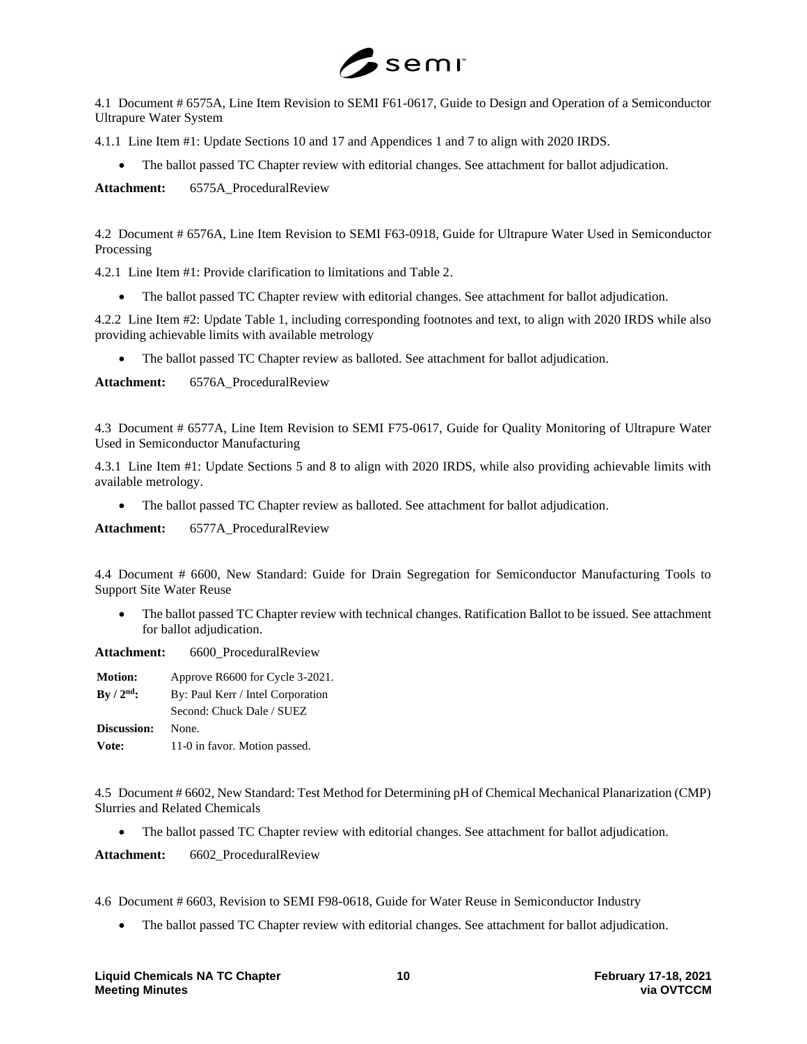4.1 Document # 6575A, Line Item Revision to SEMI F61-0617, Guide to Design and Operation of a Semiconductor Ultrapure Water System

4.1.1 Line Item #1: Update Sections 10 and 17 and Appendices 1 and 7 to align with 2020 IRDS.

- The ballot passed TC Chapter review with editorial changes. See attachment for ballot adjudication.

**Attachment:** 6575A_ProceduralReview

4.2 Document # 6576A, Line Item Revision to SEMI F63-0918, Guide for Ultrapure Water Used in Semiconductor Processing

4.2.1 Line Item #1: Provide clarification to limitations and Table 2.

- The ballot passed TC Chapter review with editorial changes. See attachment for ballot adjudication.

4.2.2 Line Item #2: Update Table 1, including corresponding footnotes and text, to align with 2020 IRDS while also providing achievable limits with available metrology

- The ballot passed TC Chapter review as balloted. See attachment for ballot adjudication.

**Attachment:** 6576A_ProceduralReview

4.3 Document # 6577A, Line Item Revision to SEMI F75-0617, Guide for Quality Monitoring of Ultrapure Water Used in Semiconductor Manufacturing

4.3.1 Line Item #1: Update Sections 5 and 8 to align with 2020 IRDS, while also providing achievable limits with available metrology.

- The ballot passed TC Chapter review as balloted. See attachment for ballot adjudication.

**Attachment:** 6577A_ProceduralReview

4.4 Document # 6600, New Standard: Guide for Drain Segregation for Semiconductor Manufacturing Tools to Support Site Water Reuse

- The ballot passed TC Chapter review with technical changes. Ratification Ballot to be issued. See attachment for ballot adjudication.

**Attachment:** 6600_ProceduralReview

| | |
|---|---|
| **Motion:** | Approve R6600 for Cycle 3-2021. |
| **By / 2nd:** | By: Paul Kerr / Intel Corporation |
| | Second: Chuck Dale / SUEZ |
| **Discussion:** | None. |
| **Vote:** | 11-0 in favor. Motion passed. |

4.5 Document # 6602, New Standard: Test Method for Determining pH of Chemical Mechanical Planarization (CMP) Slurries and Related Chemicals

- The ballot passed TC Chapter review with editorial changes. See attachment for ballot adjudication.

**Attachment:** 6602_ProceduralReview

4.6 Document # 6603, Revision to SEMI F98-0618, Guide for Water Reuse in Semiconductor Industry

- The ballot passed TC Chapter review with editorial changes. See attachment for ballot adjudication.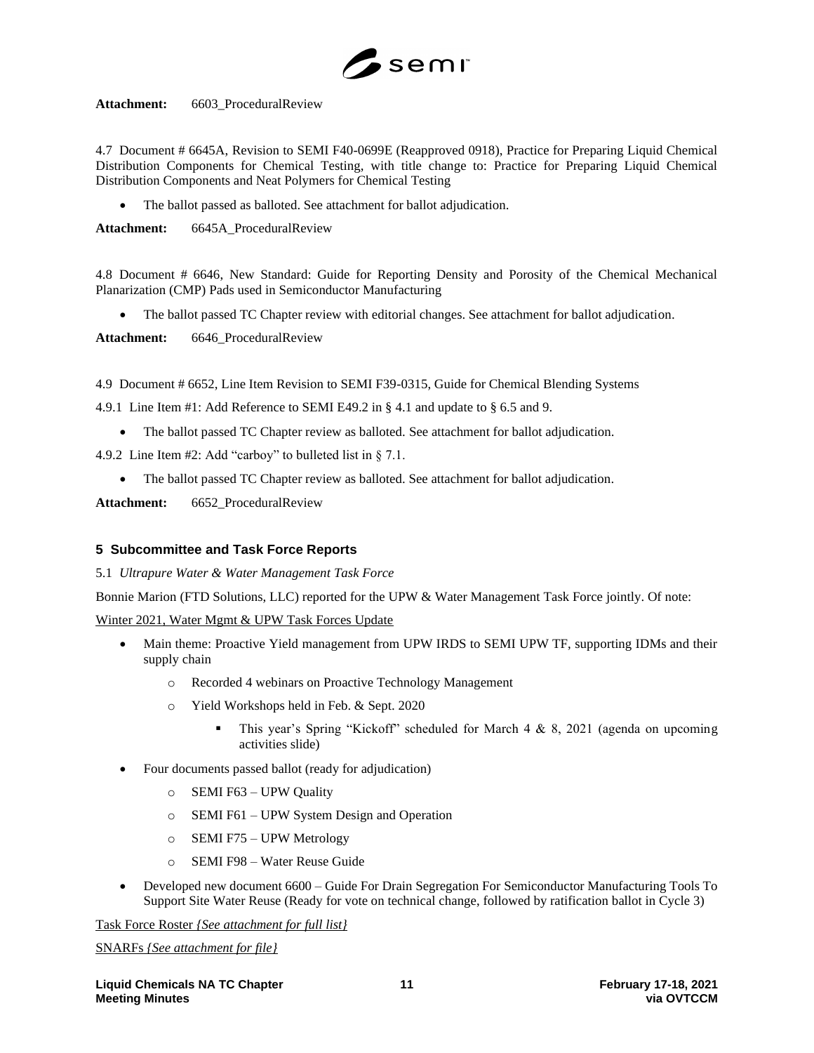**Attachment:** 6603_ProceduralReview

4.7 Document # 6645A, Revision to SEMI F40-0699E (Reapproved 0918), Practice for Preparing Liquid Chemical Distribution Components for Chemical Testing, with title change to: Practice for Preparing Liquid Chemical Distribution Components and Neat Polymers for Chemical Testing

- The ballot passed as balloted. See attachment for ballot adjudication.

**Attachment:** 6645A_ProceduralReview

4.8 Document # 6646, New Standard: Guide for Reporting Density and Porosity of the Chemical Mechanical Planarization (CMP) Pads used in Semiconductor Manufacturing

- The ballot passed TC Chapter review with editorial changes. See attachment for ballot adjudication.

**Attachment:** 6646_ProceduralReview

4.9 Document # 6652, Line Item Revision to SEMI F39-0315, Guide for Chemical Blending Systems

4.9.1 Line Item #1: Add Reference to SEMI E49.2 in § 4.1 and update to § 6.5 and 9.

- The ballot passed TC Chapter review as balloted. See attachment for ballot adjudication.

4.9.2 Line Item #2: Add "carboy" to bulleted list in § 7.1.

- The ballot passed TC Chapter review as balloted. See attachment for ballot adjudication.

**Attachment:** 6652_ProceduralReview

## 5 Subcommittee and Task Force Reports

5.1 *Ultrapure Water & Water Management Task Force*

Bonnie Marion (FTD Solutions, LLC) reported for the UPW & Water Management Task Force jointly. Of note:

Winter 2021, Water Mgmt & UPW Task Forces Update

- Main theme: Proactive Yield management from UPW IRDS to SEMI UPW TF, supporting IDMs and their supply chain
  - Recorded 4 webinars on Proactive Technology Management
  - Yield Workshops held in Feb. & Sept. 2020
    - This year's Spring "Kickoff" scheduled for March 4 & 8, 2021 (agenda on upcoming activities slide)
- Four documents passed ballot (ready for adjudication)
  - SEMI F63 – UPW Quality
  - SEMI F61 – UPW System Design and Operation
  - SEMI F75 – UPW Metrology
  - SEMI F98 – Water Reuse Guide
- Developed new document 6600 – Guide For Drain Segregation For Semiconductor Manufacturing Tools To Support Site Water Reuse (Ready for vote on technical change, followed by ratification ballot in Cycle 3)

Task Force Roster *{See attachment for full list}*

SNARFs *{See attachment for file}*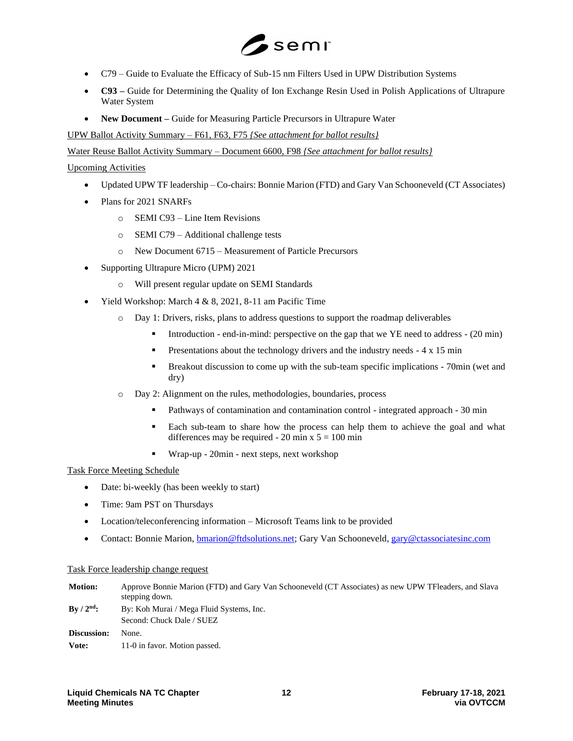- C79 – Guide to Evaluate the Efficacy of Sub-15 nm Filters Used in UPW Distribution Systems
- **C93 –** Guide for Determining the Quality of Ion Exchange Resin Used in Polish Applications of Ultrapure Water System
- **New Document –** Guide for Measuring Particle Precursors in Ultrapure Water

UPW Ballot Activity Summary – F61, F63, F75 *{See attachment for ballot results}*

Water Reuse Ballot Activity Summary – Document 6600, F98 *{See attachment for ballot results}*

Upcoming Activities

- Updated UPW TF leadership – Co-chairs: Bonnie Marion (FTD) and Gary Van Schooneveld (CT Associates)
- Plans for 2021 SNARFs
  - SEMI C93 – Line Item Revisions
  - SEMI C79 – Additional challenge tests
  - New Document 6715 – Measurement of Particle Precursors
- Supporting Ultrapure Micro (UPM) 2021
  - Will present regular update on SEMI Standards
- Yield Workshop: March 4 & 8, 2021, 8-11 am Pacific Time
  - Day 1: Drivers, risks, plans to address questions to support the roadmap deliverables
    - Introduction - end-in-mind: perspective on the gap that we YE need to address - (20 min)
    - Presentations about the technology drivers and the industry needs - 4 x 15 min
    - Breakout discussion to come up with the sub-team specific implications - 70min (wet and dry)
  - Day 2: Alignment on the rules, methodologies, boundaries, process
    - Pathways of contamination and contamination control - integrated approach - 30 min
    - Each sub-team to share how the process can help them to achieve the goal and what differences may be required - 20 min x 5 = 100 min
    - Wrap-up - 20min - next steps, next workshop

Task Force Meeting Schedule

- Date: bi-weekly (has been weekly to start)
- Time: 9am PST on Thursdays
- Location/teleconferencing information – Microsoft Teams link to be provided
- Contact: Bonnie Marion, bmarion@ftdsolutions.net; Gary Van Schooneveld, gary@ctassociatesinc.com

Task Force leadership change request

| | |
|---|---|
| **Motion:** | Approve Bonnie Marion (FTD) and Gary Van Schooneveld (CT Associates) as new UPW TFleaders, and Slava stepping down. |
| **By / 2nd:** | By: Koh Murai / Mega Fluid Systems, Inc.<br>Second: Chuck Dale / SUEZ |
| **Discussion:** | None. |
| **Vote:** | 11-0 in favor. Motion passed. |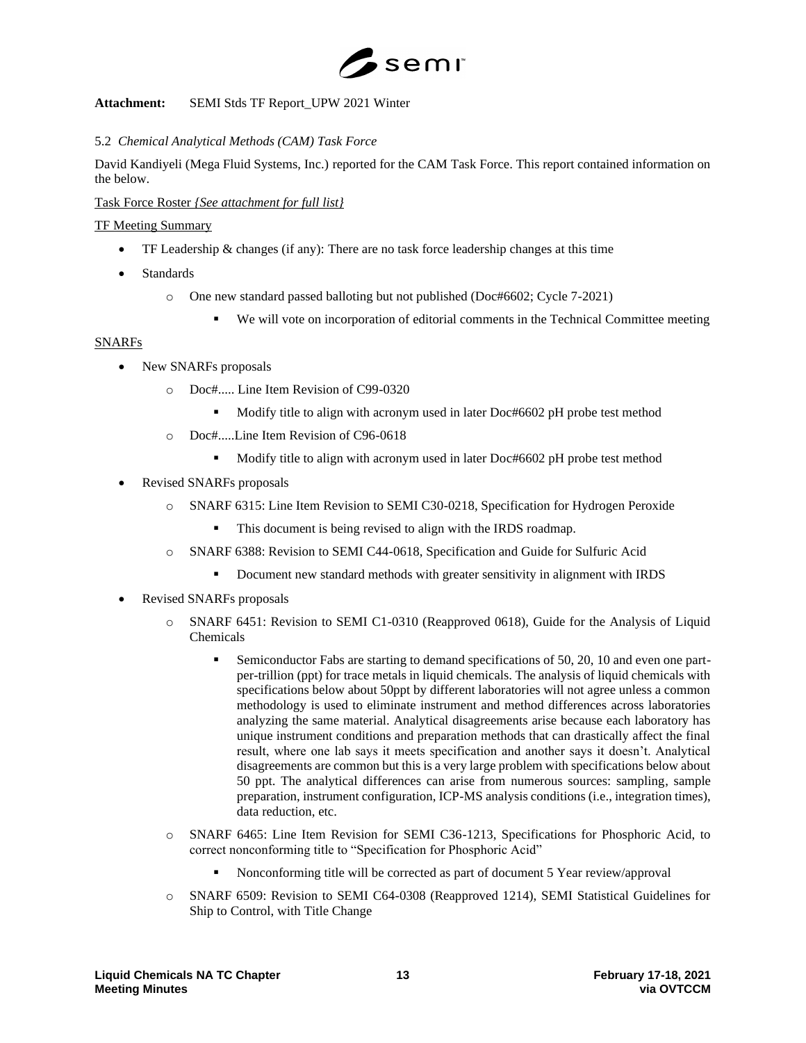**Attachment:** SEMI Stds TF Report_UPW 2021 Winter

5.2 *Chemical Analytical Methods (CAM) Task Force*

David Kandiyeli (Mega Fluid Systems, Inc.) reported for the CAM Task Force. This report contained information on the below.

Task Force Roster *{See attachment for full list}*

TF Meeting Summary

- TF Leadership & changes (if any): There are no task force leadership changes at this time
- Standards
  - One new standard passed balloting but not published (Doc#6602; Cycle 7-2021)
    - We will vote on incorporation of editorial comments in the Technical Committee meeting

SNARFs

- New SNARFs proposals
  - Doc#..... Line Item Revision of C99-0320
    - Modify title to align with acronym used in later Doc#6602 pH probe test method
  - Doc#.....Line Item Revision of C96-0618
    - Modify title to align with acronym used in later Doc#6602 pH probe test method
- Revised SNARFs proposals
  - SNARF 6315: Line Item Revision to SEMI C30-0218, Specification for Hydrogen Peroxide
    - This document is being revised to align with the IRDS roadmap.
  - SNARF 6388: Revision to SEMI C44-0618, Specification and Guide for Sulfuric Acid
    - Document new standard methods with greater sensitivity in alignment with IRDS
- Revised SNARFs proposals
  - SNARF 6451: Revision to SEMI C1-0310 (Reapproved 0618), Guide for the Analysis of Liquid Chemicals
    - Semiconductor Fabs are starting to demand specifications of 50, 20, 10 and even one part-per-trillion (ppt) for trace metals in liquid chemicals. The analysis of liquid chemicals with specifications below about 50ppt by different laboratories will not agree unless a common methodology is used to eliminate instrument and method differences across laboratories analyzing the same material. Analytical disagreements arise because each laboratory has unique instrument conditions and preparation methods that can drastically affect the final result, where one lab says it meets specification and another says it doesn't. Analytical disagreements are common but this is a very large problem with specifications below about 50 ppt. The analytical differences can arise from numerous sources: sampling, sample preparation, instrument configuration, ICP-MS analysis conditions (i.e., integration times), data reduction, etc.
  - SNARF 6465: Line Item Revision for SEMI C36-1213, Specifications for Phosphoric Acid, to correct nonconforming title to "Specification for Phosphoric Acid"
    - Nonconforming title will be corrected as part of document 5 Year review/approval
  - SNARF 6509: Revision to SEMI C64-0308 (Reapproved 1214), SEMI Statistical Guidelines for Ship to Control, with Title Change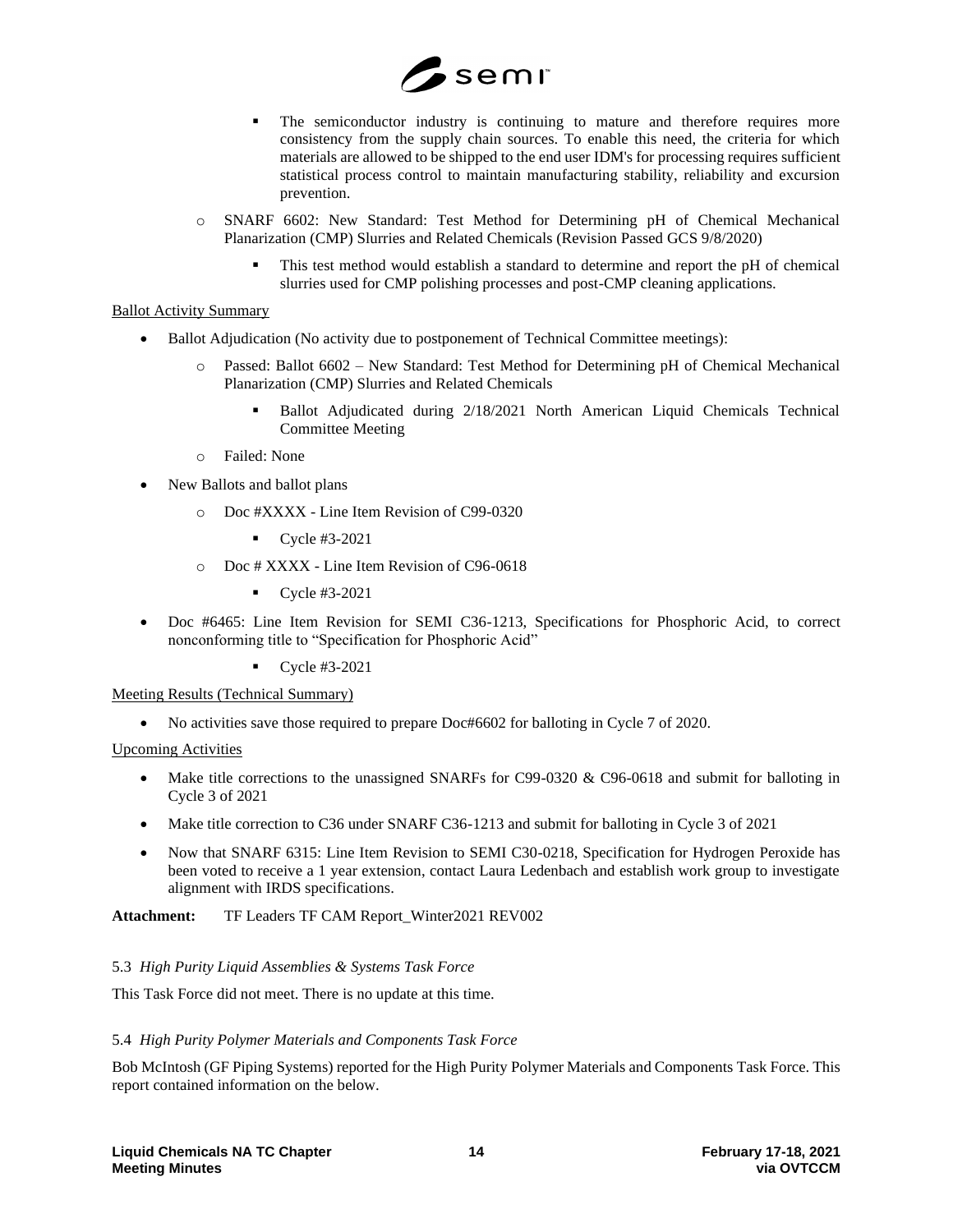- The semiconductor industry is continuing to mature and therefore requires more consistency from the supply chain sources. To enable this need, the criteria for which materials are allowed to be shipped to the end user IDM's for processing requires sufficient statistical process control to maintain manufacturing stability, reliability and excursion prevention.

- SNARF 6602: New Standard: Test Method for Determining pH of Chemical Mechanical Planarization (CMP) Slurries and Related Chemicals (Revision Passed GCS 9/8/2020)
  - This test method would establish a standard to determine and report the pH of chemical slurries used for CMP polishing processes and post-CMP cleaning applications.

Ballot Activity Summary

- Ballot Adjudication (No activity due to postponement of Technical Committee meetings):
  - Passed: Ballot 6602 – New Standard: Test Method for Determining pH of Chemical Mechanical Planarization (CMP) Slurries and Related Chemicals
    - Ballot Adjudicated during 2/18/2021 North American Liquid Chemicals Technical Committee Meeting
  - Failed: None
- New Ballots and ballot plans
  - Doc #XXXX - Line Item Revision of C99-0320
    - Cycle #3-2021
  - Doc # XXXX - Line Item Revision of C96-0618
    - Cycle #3-2021
- Doc #6465: Line Item Revision for SEMI C36-1213, Specifications for Phosphoric Acid, to correct nonconforming title to "Specification for Phosphoric Acid"
    - Cycle #3-2021

Meeting Results (Technical Summary)

- No activities save those required to prepare Doc#6602 for balloting in Cycle 7 of 2020.

Upcoming Activities

- Make title corrections to the unassigned SNARFs for C99-0320 & C96-0618 and submit for balloting in Cycle 3 of 2021
- Make title correction to C36 under SNARF C36-1213 and submit for balloting in Cycle 3 of 2021
- Now that SNARF 6315: Line Item Revision to SEMI C30-0218, Specification for Hydrogen Peroxide has been voted to receive a 1 year extension, contact Laura Ledenbach and establish work group to investigate alignment with IRDS specifications.

**Attachment:** TF Leaders TF CAM Report_Winter2021 REV002

5.3 *High Purity Liquid Assemblies & Systems Task Force*

This Task Force did not meet. There is no update at this time.

5.4 *High Purity Polymer Materials and Components Task Force*

Bob McIntosh (GF Piping Systems) reported for the High Purity Polymer Materials and Components Task Force. This report contained information on the below.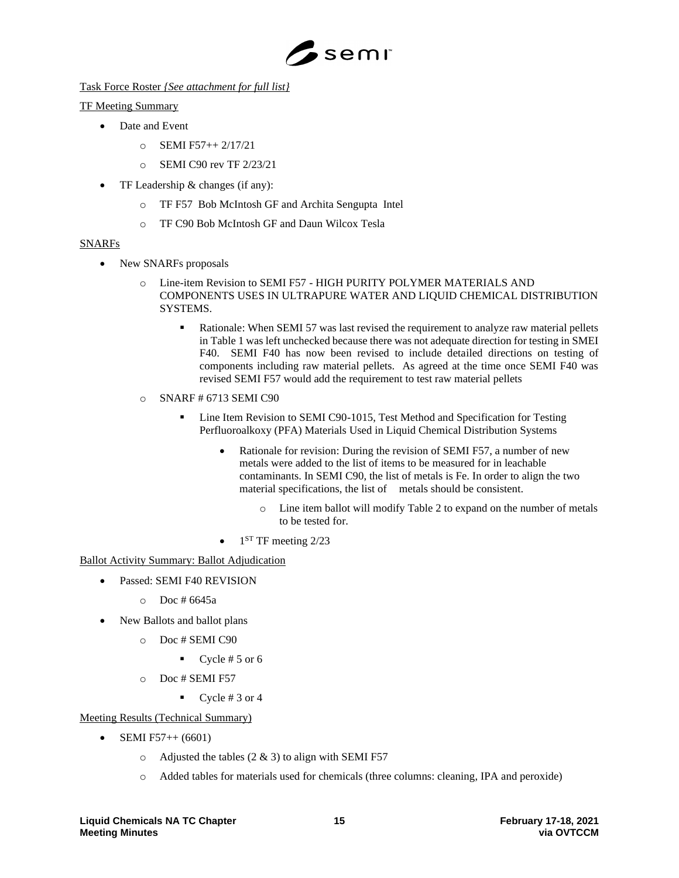Task Force Roster *{See attachment for full list}*

TF Meeting Summary

- Date and Event
  - SEMI F57++ 2/17/21
  - SEMI C90 rev TF 2/23/21
- TF Leadership & changes (if any):
  - TF F57 Bob McIntosh GF and Archita Sengupta Intel
  - TF C90 Bob McIntosh GF and Daun Wilcox Tesla

SNARFs

- New SNARFs proposals
  - Line-item Revision to SEMI F57 - HIGH PURITY POLYMER MATERIALS AND COMPONENTS USES IN ULTRAPURE WATER AND LIQUID CHEMICAL DISTRIBUTION SYSTEMS.
    - Rationale: When SEMI 57 was last revised the requirement to analyze raw material pellets in Table 1 was left unchecked because there was not adequate direction for testing in SMEI F40. SEMI F40 has now been revised to include detailed directions on testing of components including raw material pellets. As agreed at the time once SEMI F40 was revised SEMI F57 would add the requirement to test raw material pellets
  - SNARF # 6713 SEMI C90
    - Line Item Revision to SEMI C90-1015, Test Method and Specification for Testing Perfluoroalkoxy (PFA) Materials Used in Liquid Chemical Distribution Systems
      - Rationale for revision: During the revision of SEMI F57, a number of new metals were added to the list of items to be measured for in leachable contaminants. In SEMI C90, the list of metals is Fe. In order to align the two material specifications, the list of metals should be consistent.
        - Line item ballot will modify Table 2 to expand on the number of metals to be tested for.
      - 1ST TF meeting 2/23

Ballot Activity Summary: Ballot Adjudication

- Passed: SEMI F40 REVISION
  - Doc # 6645a
- New Ballots and ballot plans
  - Doc # SEMI C90
    - Cycle # 5 or 6
  - Doc # SEMI F57
    - Cycle # 3 or 4

Meeting Results (Technical Summary)

- SEMI F57++ (6601)
  - Adjusted the tables (2 & 3) to align with SEMI F57
  - Added tables for materials used for chemicals (three columns: cleaning, IPA and peroxide)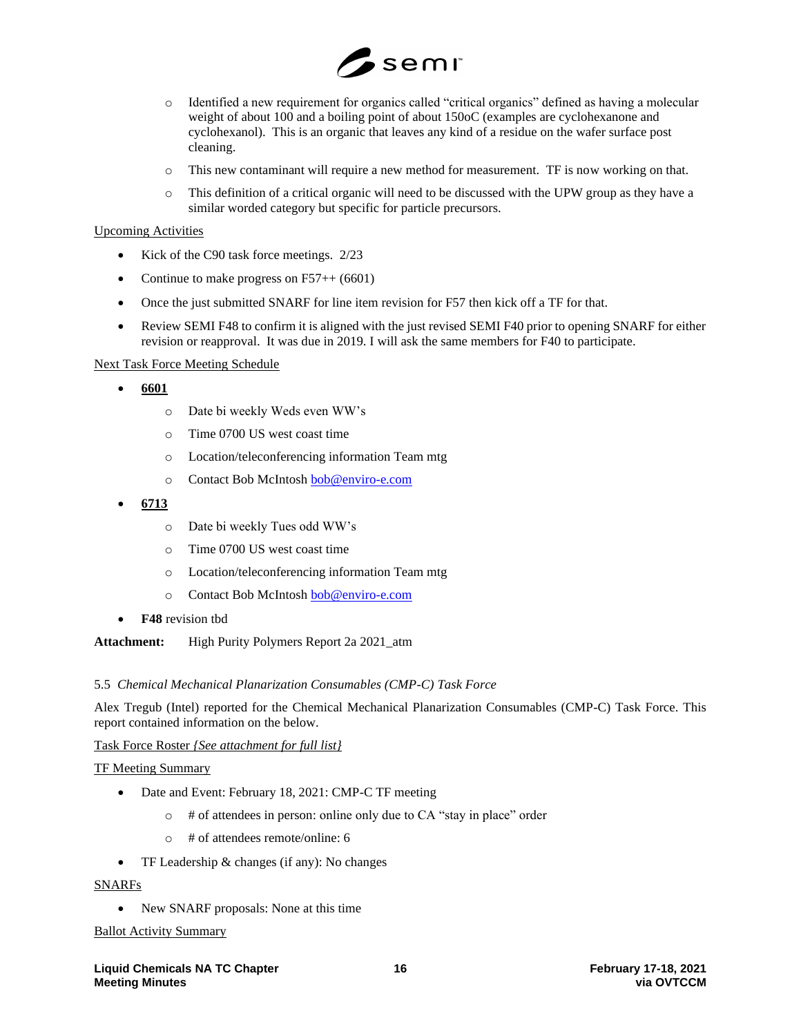- Identified a new requirement for organics called "critical organics" defined as having a molecular weight of about 100 and a boiling point of about 150oC (examples are cyclohexanone and cyclohexanol). This is an organic that leaves any kind of a residue on the wafer surface post cleaning.
  - This new contaminant will require a new method for measurement. TF is now working on that.
  - This definition of a critical organic will need to be discussed with the UPW group as they have a similar worded category but specific for particle precursors.

Upcoming Activities

- Kick of the C90 task force meetings. 2/23
- Continue to make progress on F57++ (6601)
- Once the just submitted SNARF for line item revision for F57 then kick off a TF for that.
- Review SEMI F48 to confirm it is aligned with the just revised SEMI F40 prior to opening SNARF for either revision or reapproval. It was due in 2019. I will ask the same members for F40 to participate.

Next Task Force Meeting Schedule

- **6601**
  - Date bi weekly Weds even WW's
  - Time 0700 US west coast time
  - Location/teleconferencing information Team mtg
  - Contact Bob McIntosh bob@enviro-e.com
- **6713**
  - Date bi weekly Tues odd WW's
  - Time 0700 US west coast time
  - Location/teleconferencing information Team mtg
  - Contact Bob McIntosh bob@enviro-e.com
- **F48** revision tbd

**Attachment:** High Purity Polymers Report 2a 2021_atm

5.5 *Chemical Mechanical Planarization Consumables (CMP-C) Task Force*

Alex Tregub (Intel) reported for the Chemical Mechanical Planarization Consumables (CMP-C) Task Force. This report contained information on the below.

Task Force Roster *{See attachment for full list}*

TF Meeting Summary

- Date and Event: February 18, 2021: CMP-C TF meeting
  - # of attendees in person: online only due to CA "stay in place" order
  - # of attendees remote/online: 6
- TF Leadership & changes (if any): No changes

SNARFs

- New SNARF proposals: None at this time

Ballot Activity Summary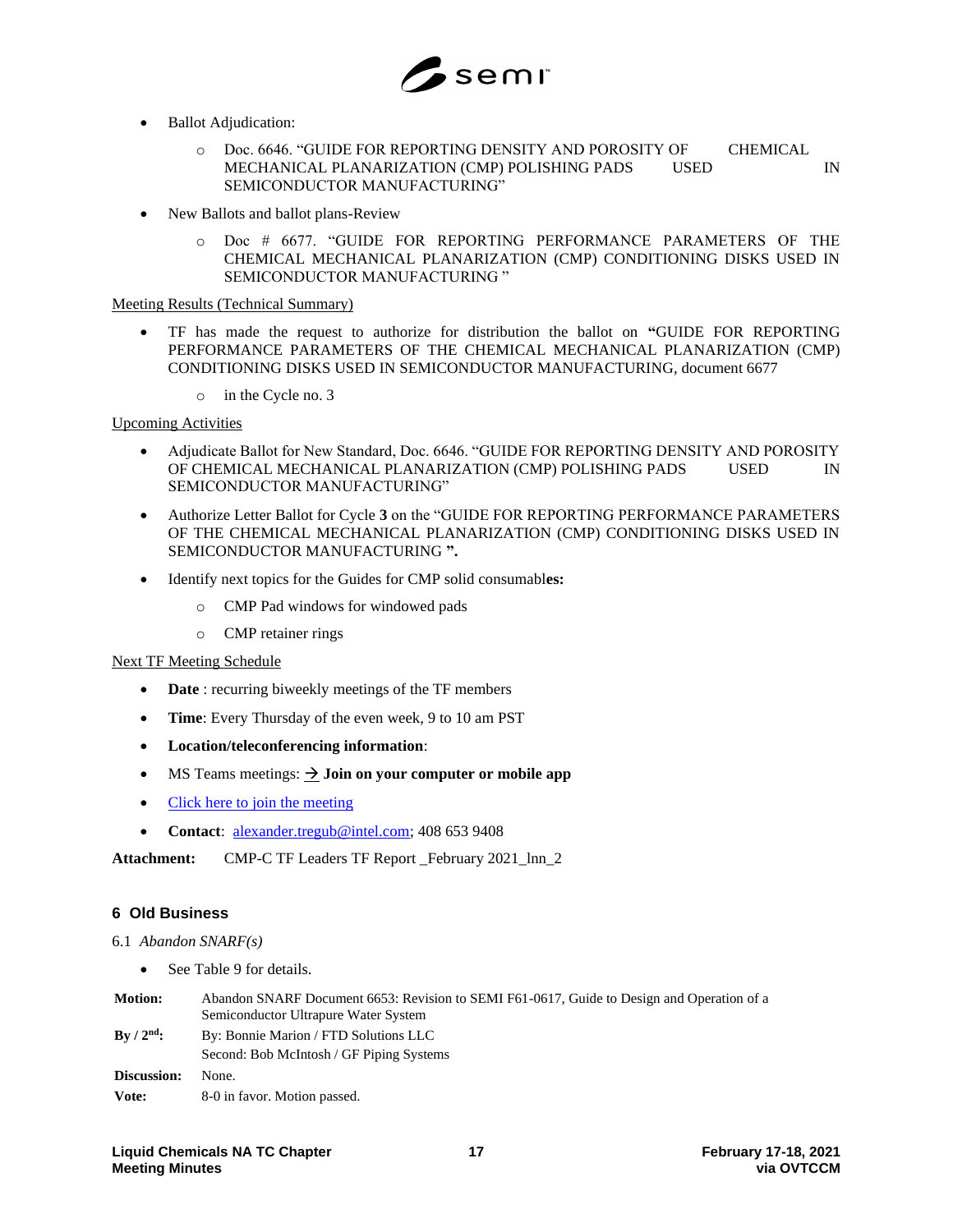- Ballot Adjudication:
  - Doc. 6646. "GUIDE FOR REPORTING DENSITY AND POROSITY OF CHEMICAL MECHANICAL PLANARIZATION (CMP) POLISHING PADS USED IN SEMICONDUCTOR MANUFACTURING"
- New Ballots and ballot plans-Review
  - Doc # 6677. "GUIDE FOR REPORTING PERFORMANCE PARAMETERS OF THE CHEMICAL MECHANICAL PLANARIZATION (CMP) CONDITIONING DISKS USED IN SEMICONDUCTOR MANUFACTURING "

Meeting Results (Technical Summary)

- TF has made the request to authorize for distribution the ballot on **"**GUIDE FOR REPORTING PERFORMANCE PARAMETERS OF THE CHEMICAL MECHANICAL PLANARIZATION (CMP) CONDITIONING DISKS USED IN SEMICONDUCTOR MANUFACTURING, document 6677
  - in the Cycle no. 3

Upcoming Activities

- Adjudicate Ballot for New Standard, Doc. 6646. "GUIDE FOR REPORTING DENSITY AND POROSITY OF CHEMICAL MECHANICAL PLANARIZATION (CMP) POLISHING PADS USED IN SEMICONDUCTOR MANUFACTURING"
- Authorize Letter Ballot for Cycle **3** on the "GUIDE FOR REPORTING PERFORMANCE PARAMETERS OF THE CHEMICAL MECHANICAL PLANARIZATION (CMP) CONDITIONING DISKS USED IN SEMICONDUCTOR MANUFACTURING **".**
- Identify next topics for the Guides for CMP solid consumabl**es:**
  - CMP Pad windows for windowed pads
  - CMP retainer rings

Next TF Meeting Schedule

- **Date** : recurring biweekly meetings of the TF members
- **Time**: Every Thursday of the even week, 9 to 10 am PST
- **Location/teleconferencing information**:
- MS Teams meetings: → **Join on your computer or mobile app**
- Click here to join the meeting
- **Contact**: alexander.tregub@intel.com; 408 653 9408

**Attachment:** CMP-C TF Leaders TF Report _February 2021_lnn_2

## 6 Old Business

6.1 *Abandon SNARF(s)*

- See Table 9 for details.

| | |
|---|---|
| **Motion:** | Abandon SNARF Document 6653: Revision to SEMI F61-0617, Guide to Design and Operation of a Semiconductor Ultrapure Water System |
| **By / 2nd:** | By: Bonnie Marion / FTD Solutions LLC<br>Second: Bob McIntosh / GF Piping Systems |
| **Discussion:** | None. |
| **Vote:** | 8-0 in favor. Motion passed. |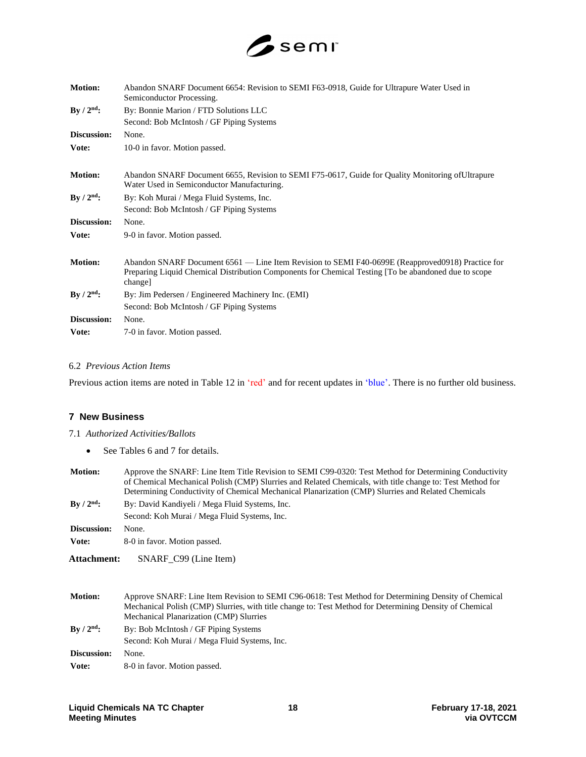| | |
|---|---|
| **Motion:** | Abandon SNARF Document 6654: Revision to SEMI F63-0918, Guide for Ultrapure Water Used in Semiconductor Processing. |
| **By / 2nd:** | By: Bonnie Marion / FTD Solutions LLC<br>Second: Bob McIntosh / GF Piping Systems |
| **Discussion:** | None. |
| **Vote:** | 10-0 in favor. Motion passed. |

| | |
|---|---|
| **Motion:** | Abandon SNARF Document 6655, Revision to SEMI F75-0617, Guide for Quality Monitoring ofUltrapure Water Used in Semiconductor Manufacturing. |
| **By / 2nd:** | By: Koh Murai / Mega Fluid Systems, Inc.<br>Second: Bob McIntosh / GF Piping Systems |
| **Discussion:** | None. |
| **Vote:** | 9-0 in favor. Motion passed. |

| | |
|---|---|
| **Motion:** | Abandon SNARF Document 6561 — Line Item Revision to SEMI F40-0699E (Reapproved0918) Practice for Preparing Liquid Chemical Distribution Components for Chemical Testing [To be abandoned due to scope change] |
| **By / 2nd:** | By: Jim Pedersen / Engineered Machinery Inc. (EMI)<br>Second: Bob McIntosh / GF Piping Systems |
| **Discussion:** | None. |
| **Vote:** | 7-0 in favor. Motion passed. |

6.2 *Previous Action Items*

Previous action items are noted in Table 12 in 'red' and for recent updates in 'blue'. There is no further old business.

## 7 New Business

7.1 *Authorized Activities/Ballots*

- See Tables 6 and 7 for details.

| | |
|---|---|
| **Motion:** | Approve the SNARF: Line Item Title Revision to SEMI C99-0320: Test Method for Determining Conductivity of Chemical Mechanical Polish (CMP) Slurries and Related Chemicals, with title change to: Test Method for Determining Conductivity of Chemical Mechanical Planarization (CMP) Slurries and Related Chemicals |
| **By / 2nd:** | By: David Kandiyeli / Mega Fluid Systems, Inc.<br>Second: Koh Murai / Mega Fluid Systems, Inc. |
| **Discussion:** | None. |
| **Vote:** | 8-0 in favor. Motion passed. |
| **Attachment:** | SNARF_C99 (Line Item) |

| | |
|---|---|
| **Motion:** | Approve SNARF: Line Item Revision to SEMI C96-0618: Test Method for Determining Density of Chemical Mechanical Polish (CMP) Slurries, with title change to: Test Method for Determining Density of Chemical Mechanical Planarization (CMP) Slurries |
| **By / 2nd:** | By: Bob McIntosh / GF Piping Systems<br>Second: Koh Murai / Mega Fluid Systems, Inc. |
| **Discussion:** | None. |
| **Vote:** | 8-0 in favor. Motion passed. |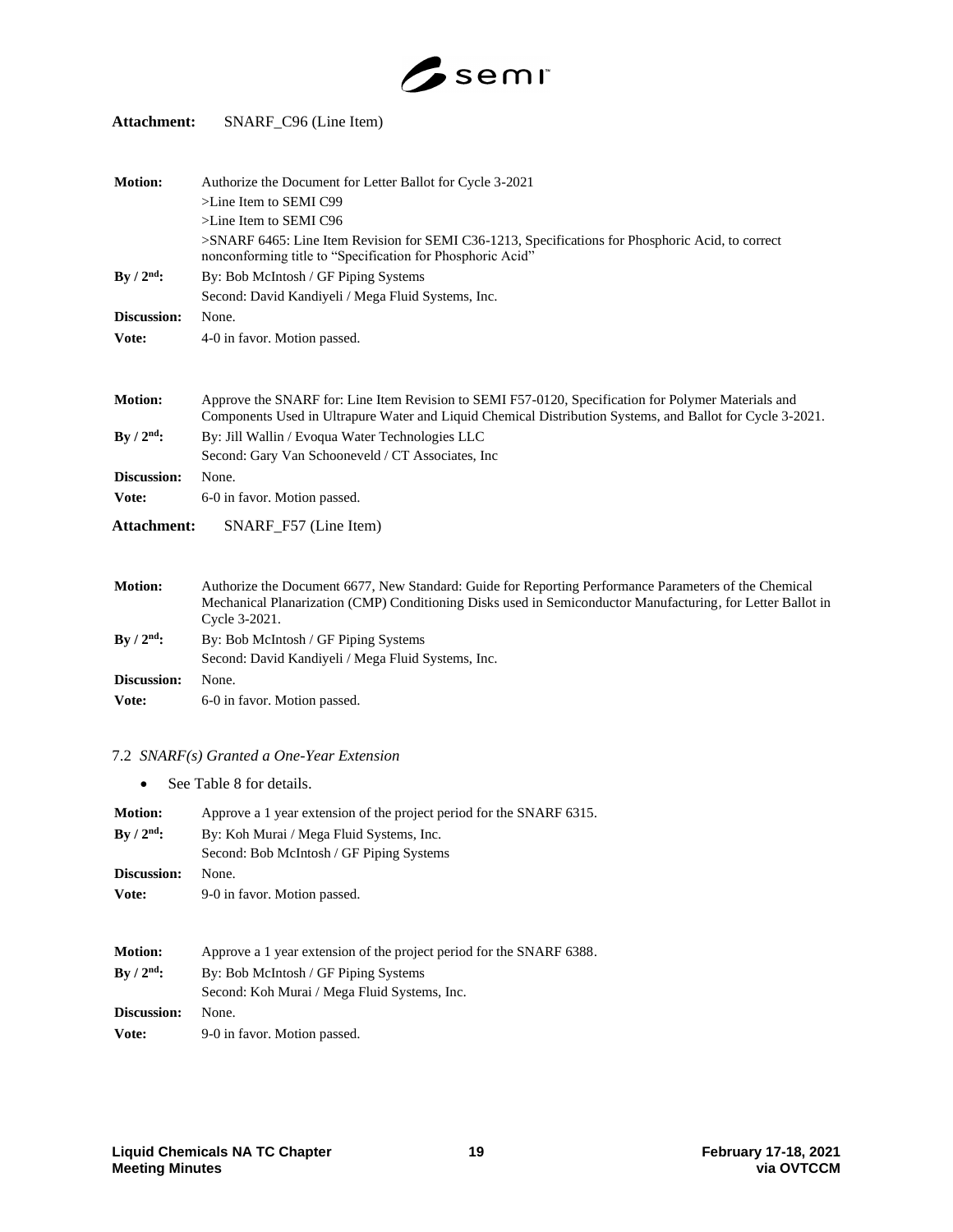**Attachment:** SNARF_C96 (Line Item)

**Motion:** Authorize the Document for Letter Ballot for Cycle 3-2021
>Line Item to SEMI C99
>Line Item to SEMI C96
>SNARF 6465: Line Item Revision for SEMI C36-1213, Specifications for Phosphoric Acid, to correct nonconforming title to "Specification for Phosphoric Acid"

**By / 2nd:** By: Bob McIntosh / GF Piping Systems
Second: David Kandiyeli / Mega Fluid Systems, Inc.

**Discussion:** None.

**Vote:** 4-0 in favor. Motion passed.

**Motion:** Approve the SNARF for: Line Item Revision to SEMI F57-0120, Specification for Polymer Materials and Components Used in Ultrapure Water and Liquid Chemical Distribution Systems, and Ballot for Cycle 3-2021.

**By / 2nd:** By: Jill Wallin / Evoqua Water Technologies LLC
Second: Gary Van Schooneveld / CT Associates, Inc

**Discussion:** None.

**Vote:** 6-0 in favor. Motion passed.

**Attachment:** SNARF_F57 (Line Item)

**Motion:** Authorize the Document 6677, New Standard: Guide for Reporting Performance Parameters of the Chemical Mechanical Planarization (CMP) Conditioning Disks used in Semiconductor Manufacturing, for Letter Ballot in Cycle 3-2021.

**By / 2nd:** By: Bob McIntosh / GF Piping Systems
Second: David Kandiyeli / Mega Fluid Systems, Inc.

**Discussion:** None.

**Vote:** 6-0 in favor. Motion passed.

7.2 *SNARF(s) Granted a One-Year Extension*

- See Table 8 for details.

**Motion:** Approve a 1 year extension of the project period for the SNARF 6315.

**By / 2nd:** By: Koh Murai / Mega Fluid Systems, Inc.
Second: Bob McIntosh / GF Piping Systems

**Discussion:** None.

**Vote:** 9-0 in favor. Motion passed.

**Motion:** Approve a 1 year extension of the project period for the SNARF 6388.

**By / 2nd:** By: Bob McIntosh / GF Piping Systems
Second: Koh Murai / Mega Fluid Systems, Inc.

**Discussion:** None.

**Vote:** 9-0 in favor. Motion passed.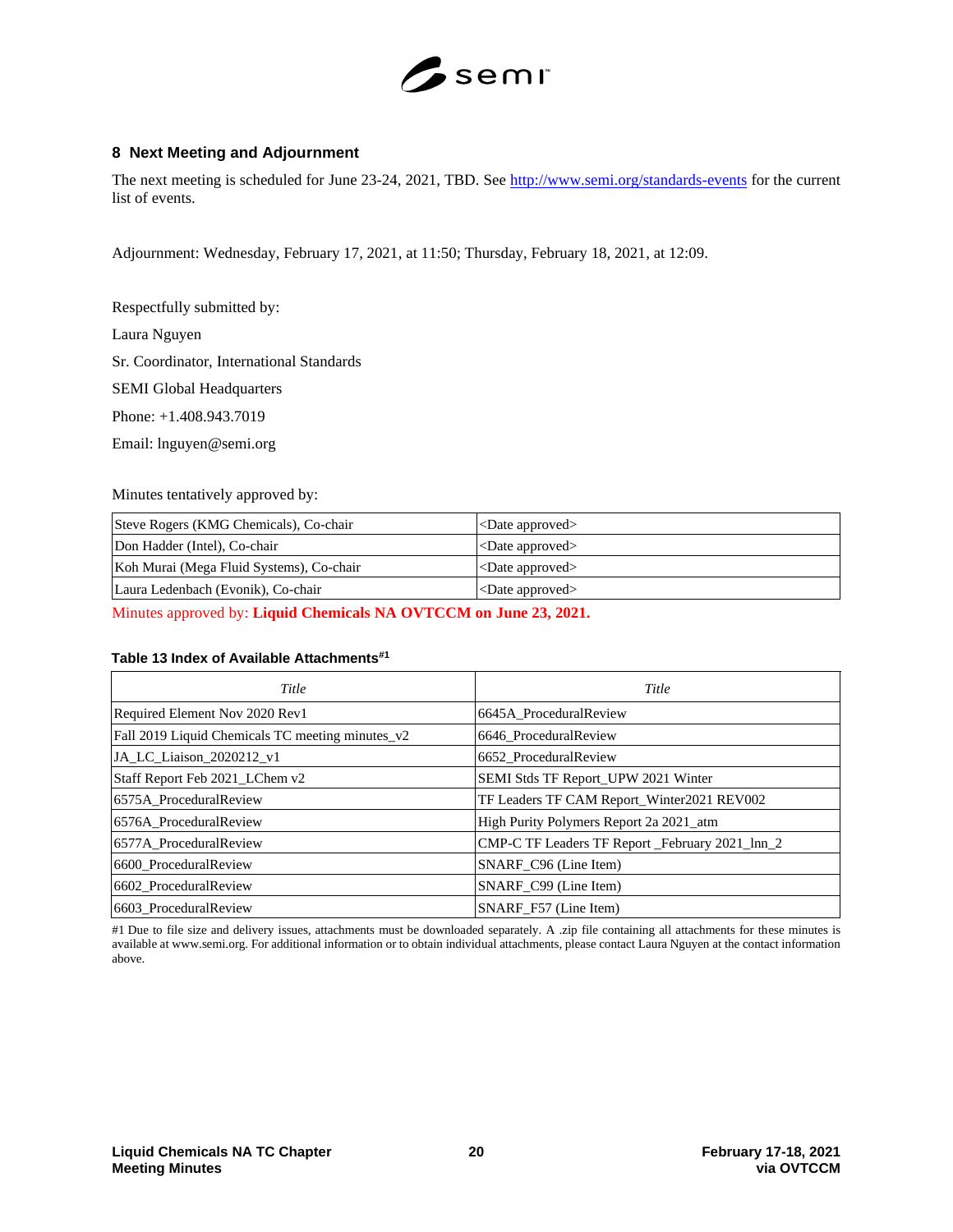## 8 Next Meeting and Adjournment

The next meeting is scheduled for June 23-24, 2021, TBD. See http://www.semi.org/standards-events for the current list of events.

Adjournment: Wednesday, February 17, 2021, at 11:50; Thursday, February 18, 2021, at 12:09.

Respectfully submitted by:

Laura Nguyen

Sr. Coordinator, International Standards

SEMI Global Headquarters

Phone: +1.408.943.7019

Email: lnguyen@semi.org

Minutes tentatively approved by:

| | |
|---|---|
| Steve Rogers (KMG Chemicals), Co-chair | <Date approved> |
| Don Hadder (Intel), Co-chair | <Date approved> |
| Koh Murai (Mega Fluid Systems), Co-chair | <Date approved> |
| Laura Ledenbach (Evonik), Co-chair | <Date approved> |

Minutes approved by: **Liquid Chemicals NA OVTCCM on June 23, 2021.**

**Table 13 Index of Available Attachments[#1]**

| *Title* | *Title* |
|---|---|
| Required Element Nov 2020 Rev1 | 6645A_ProceduralReview |
| Fall 2019 Liquid Chemicals TC meeting minutes_v2 | 6646_ProceduralReview |
| JA_LC_Liaison_2020212_v1 | 6652_ProceduralReview |
| Staff Report Feb 2021_LChem v2 | SEMI Stds TF Report_UPW 2021 Winter |
| 6575A_ProceduralReview | TF Leaders TF CAM Report_Winter2021 REV002 |
| 6576A_ProceduralReview | High Purity Polymers Report 2a 2021_atm |
| 6577A_ProceduralReview | CMP-C TF Leaders TF Report _February 2021_lnn_2 |
| 6600_ProceduralReview | SNARF_C96 (Line Item) |
| 6602_ProceduralReview | SNARF_C99 (Line Item) |
| 6603_ProceduralReview | SNARF_F57 (Line Item) |

#1 Due to file size and delivery issues, attachments must be downloaded separately. A .zip file containing all attachments for these minutes is available at www.semi.org. For additional information or to obtain individual attachments, please contact Laura Nguyen at the contact information above.